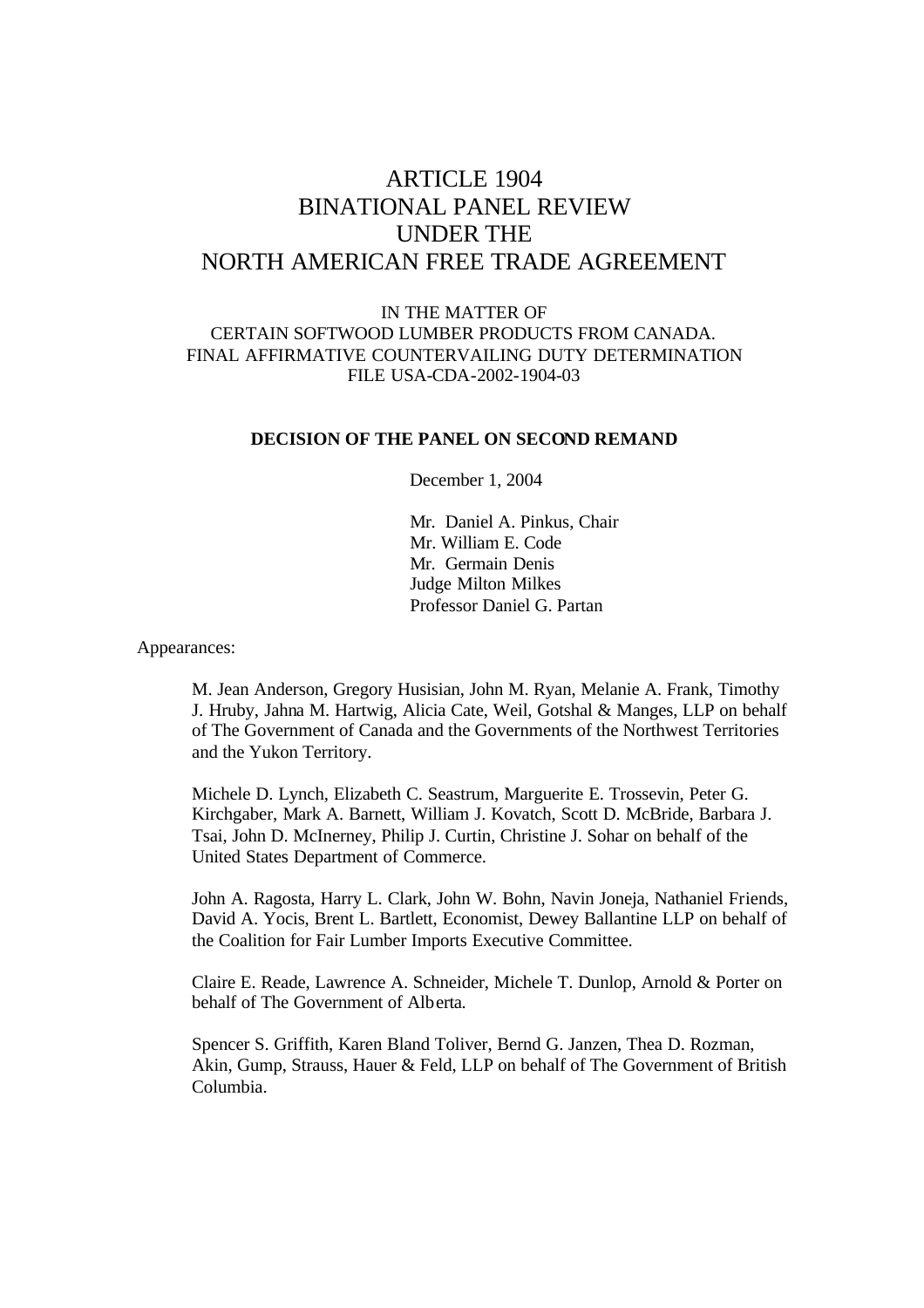# ARTICLE 1904
# BINATIONAL PANEL REVIEW
# UNDER THE
# NORTH AMERICAN FREE TRADE AGREEMENT

IN THE MATTER OF
CERTAIN SOFTWOOD LUMBER PRODUCTS FROM CANADA.
FINAL AFFIRMATIVE COUNTERVAILING DUTY DETERMINATION
FILE USA-CDA-2002-1904-03

**DECISION OF THE PANEL ON SECOND REMAND**

December 1, 2004

Mr. Daniel A. Pinkus, Chair
Mr. William E. Code
Mr. Germain Denis
Judge Milton Milkes
Professor Daniel G. Partan

Appearances:

M. Jean Anderson, Gregory Husisian, John M. Ryan, Melanie A. Frank, Timothy J. Hruby, Jahna M. Hartwig, Alicia Cate, Weil, Gotshal & Manges, LLP on behalf of The Government of Canada and the Governments of the Northwest Territories and the Yukon Territory.

Michele D. Lynch, Elizabeth C. Seastrum, Marguerite E. Trossevin, Peter G. Kirchgaber, Mark A. Barnett, William J. Kovatch, Scott D. McBride, Barbara J. Tsai, John D. McInerney, Philip J. Curtin, Christine J. Sohar on behalf of the United States Department of Commerce.

John A. Ragosta, Harry L. Clark, John W. Bohn, Navin Joneja, Nathaniel Friends, David A. Yocis, Brent L. Bartlett, Economist, Dewey Ballantine LLP on behalf of the Coalition for Fair Lumber Imports Executive Committee.

Claire E. Reade, Lawrence A. Schneider, Michele T. Dunlop, Arnold & Porter on behalf of The Government of Alberta.

Spencer S. Griffith, Karen Bland Toliver, Bernd G. Janzen, Thea D. Rozman, Akin, Gump, Strauss, Hauer & Feld, LLP on behalf of The Government of British Columbia.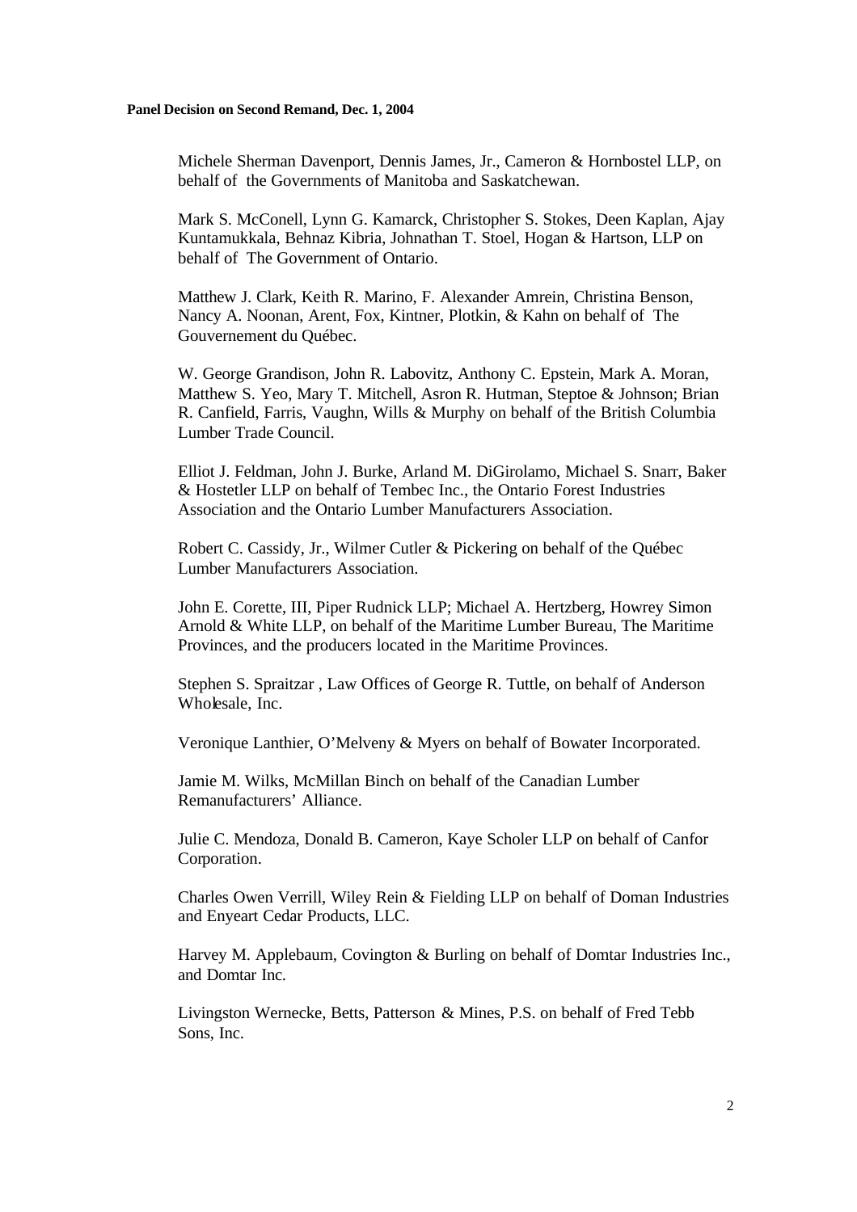Michele Sherman Davenport, Dennis James, Jr., Cameron & Hornbostel LLP, on behalf of the Governments of Manitoba and Saskatchewan.

Mark S. McConell, Lynn G. Kamarck, Christopher S. Stokes, Deen Kaplan, Ajay Kuntamukkala, Behnaz Kibria, Johnathan T. Stoel, Hogan & Hartson, LLP on behalf of The Government of Ontario.

Matthew J. Clark, Keith R. Marino, F. Alexander Amrein, Christina Benson, Nancy A. Noonan, Arent, Fox, Kintner, Plotkin, & Kahn on behalf of The Gouvernement du Québec.

W. George Grandison, John R. Labovitz, Anthony C. Epstein, Mark A. Moran, Matthew S. Yeo, Mary T. Mitchell, Asron R. Hutman, Steptoe & Johnson; Brian R. Canfield, Farris, Vaughn, Wills & Murphy on behalf of the British Columbia Lumber Trade Council.

Elliot J. Feldman, John J. Burke, Arland M. DiGirolamo, Michael S. Snarr, Baker & Hostetler LLP on behalf of Tembec Inc., the Ontario Forest Industries Association and the Ontario Lumber Manufacturers Association.

Robert C. Cassidy, Jr., Wilmer Cutler & Pickering on behalf of the Québec Lumber Manufacturers Association.

John E. Corette, III, Piper Rudnick LLP; Michael A. Hertzberg, Howrey Simon Arnold & White LLP, on behalf of the Maritime Lumber Bureau, The Maritime Provinces, and the producers located in the Maritime Provinces.

Stephen S. Spraitzar , Law Offices of George R. Tuttle, on behalf of Anderson Wholesale, Inc.

Veronique Lanthier, O'Melveny & Myers on behalf of Bowater Incorporated.

Jamie M. Wilks, McMillan Binch on behalf of the Canadian Lumber Remanufacturers' Alliance.

Julie C. Mendoza, Donald B. Cameron, Kaye Scholer LLP on behalf of Canfor Corporation.

Charles Owen Verrill, Wiley Rein & Fielding LLP on behalf of Doman Industries and Enyeart Cedar Products, LLC.

Harvey M. Applebaum, Covington & Burling on behalf of Domtar Industries Inc., and Domtar Inc.

Livingston Wernecke, Betts, Patterson & Mines, P.S. on behalf of Fred Tebb Sons, Inc.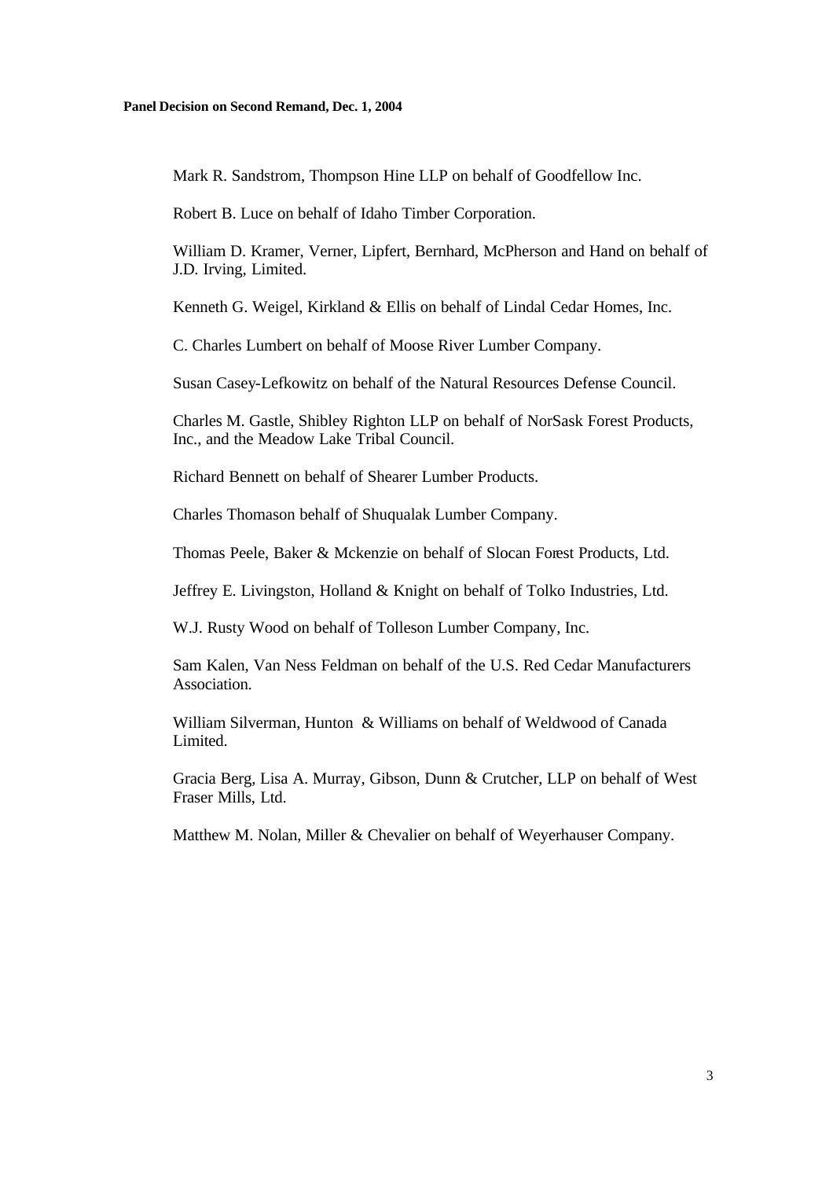Mark R. Sandstrom, Thompson Hine LLP on behalf of Goodfellow Inc.

Robert B. Luce on behalf of Idaho Timber Corporation.

William D. Kramer, Verner, Lipfert, Bernhard, McPherson and Hand on behalf of J.D. Irving, Limited.

Kenneth G. Weigel, Kirkland & Ellis on behalf of Lindal Cedar Homes, Inc.

C. Charles Lumbert on behalf of Moose River Lumber Company.

Susan Casey-Lefkowitz on behalf of the Natural Resources Defense Council.

Charles M. Gastle, Shibley Righton LLP on behalf of NorSask Forest Products, Inc., and the Meadow Lake Tribal Council.

Richard Bennett on behalf of Shearer Lumber Products.

Charles Thomason behalf of Shuqualak Lumber Company.

Thomas Peele, Baker & Mckenzie on behalf of Slocan Forest Products, Ltd.

Jeffrey E. Livingston, Holland & Knight on behalf of Tolko Industries, Ltd.

W.J. Rusty Wood on behalf of Tolleson Lumber Company, Inc.

Sam Kalen, Van Ness Feldman on behalf of the U.S. Red Cedar Manufacturers Association.

William Silverman, Hunton & Williams on behalf of Weldwood of Canada Limited.

Gracia Berg, Lisa A. Murray, Gibson, Dunn & Crutcher, LLP on behalf of West Fraser Mills, Ltd.

Matthew M. Nolan, Miller & Chevalier on behalf of Weyerhauser Company.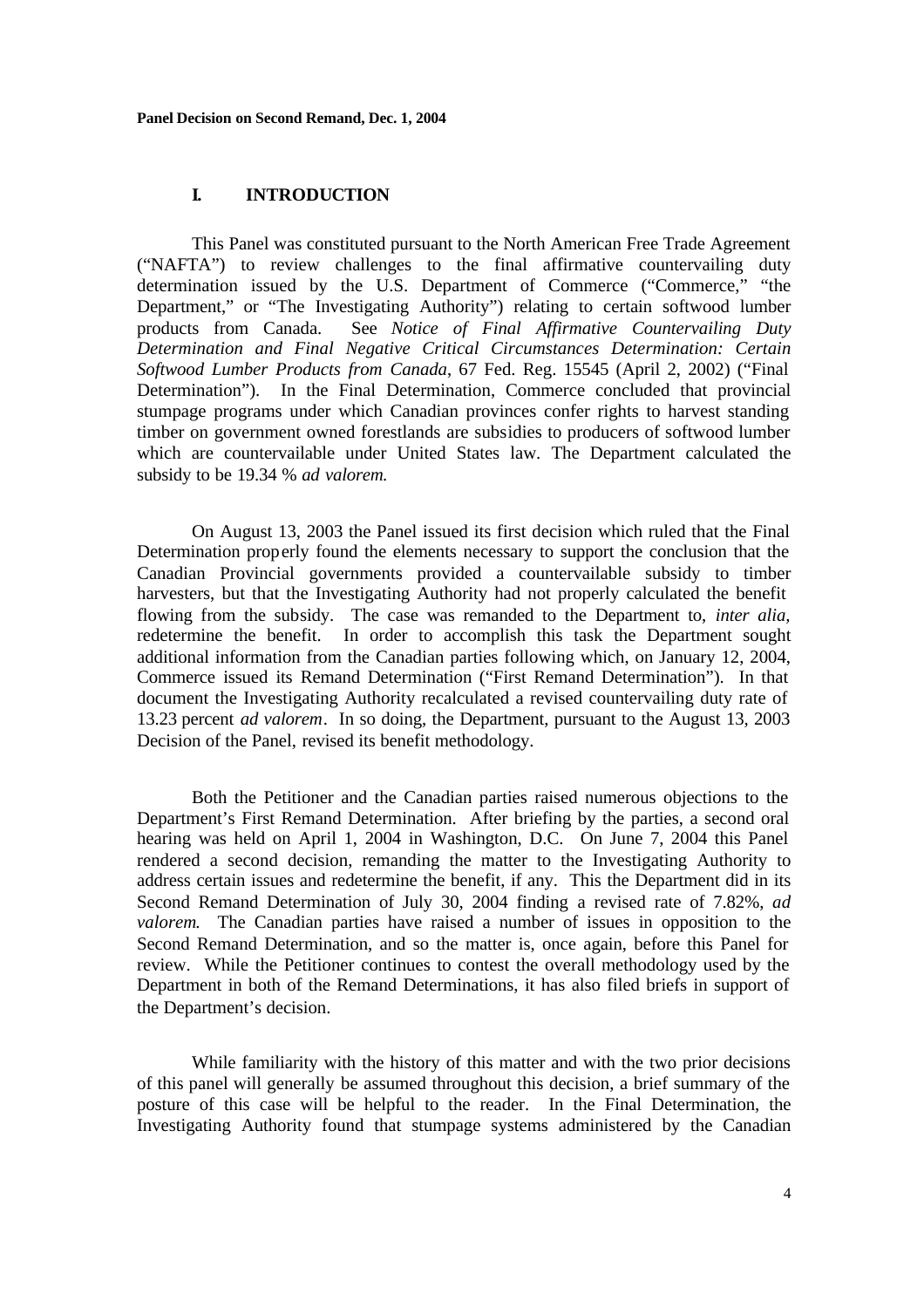## I. INTRODUCTION

This Panel was constituted pursuant to the North American Free Trade Agreement ("NAFTA") to review challenges to the final affirmative countervailing duty determination issued by the U.S. Department of Commerce ("Commerce," "the Department," or "The Investigating Authority") relating to certain softwood lumber products from Canada. See *Notice of Final Affirmative Countervailing Duty Determination and Final Negative Critical Circumstances Determination: Certain Softwood Lumber Products from Canada*, 67 Fed. Reg. 15545 (April 2, 2002) ("Final Determination"). In the Final Determination, Commerce concluded that provincial stumpage programs under which Canadian provinces confer rights to harvest standing timber on government owned forestlands are subsidies to producers of softwood lumber which are countervailable under United States law. The Department calculated the subsidy to be 19.34 % *ad valorem.*

On August 13, 2003 the Panel issued its first decision which ruled that the Final Determination properly found the elements necessary to support the conclusion that the Canadian Provincial governments provided a countervailable subsidy to timber harvesters, but that the Investigating Authority had not properly calculated the benefit flowing from the subsidy. The case was remanded to the Department to, *inter alia,* redetermine the benefit. In order to accomplish this task the Department sought additional information from the Canadian parties following which, on January 12, 2004, Commerce issued its Remand Determination ("First Remand Determination"). In that document the Investigating Authority recalculated a revised countervailing duty rate of 13.23 percent *ad valorem*. In so doing, the Department, pursuant to the August 13, 2003 Decision of the Panel, revised its benefit methodology.

Both the Petitioner and the Canadian parties raised numerous objections to the Department's First Remand Determination. After briefing by the parties, a second oral hearing was held on April 1, 2004 in Washington, D.C. On June 7, 2004 this Panel rendered a second decision, remanding the matter to the Investigating Authority to address certain issues and redetermine the benefit, if any. This the Department did in its Second Remand Determination of July 30, 2004 finding a revised rate of 7.82%, *ad valorem.* The Canadian parties have raised a number of issues in opposition to the Second Remand Determination, and so the matter is, once again, before this Panel for review. While the Petitioner continues to contest the overall methodology used by the Department in both of the Remand Determinations, it has also filed briefs in support of the Department's decision.

While familiarity with the history of this matter and with the two prior decisions of this panel will generally be assumed throughout this decision, a brief summary of the posture of this case will be helpful to the reader. In the Final Determination, the Investigating Authority found that stumpage systems administered by the Canadian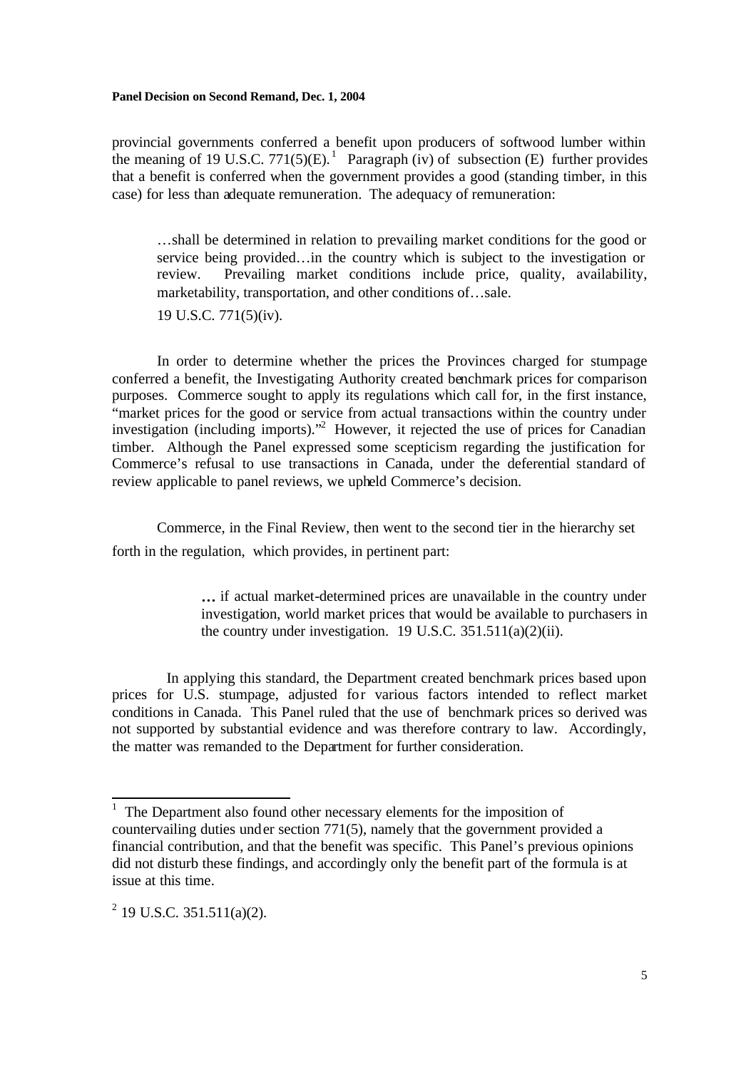provincial governments conferred a benefit upon producers of softwood lumber within the meaning of 19 U.S.C. 771(5)(E).[1] Paragraph (iv) of subsection (E) further provides that a benefit is conferred when the government provides a good (standing timber, in this case) for less than adequate remuneration. The adequacy of remuneration:

> …shall be determined in relation to prevailing market conditions for the good or service being provided…in the country which is subject to the investigation or review. Prevailing market conditions include price, quality, availability, marketability, transportation, and other conditions of…sale.
>
> 19 U.S.C. 771(5)(iv).

In order to determine whether the prices the Provinces charged for stumpage conferred a benefit, the Investigating Authority created benchmark prices for comparison purposes. Commerce sought to apply its regulations which call for, in the first instance, "market prices for the good or service from actual transactions within the country under investigation (including imports)."[2] However, it rejected the use of prices for Canadian timber. Although the Panel expressed some scepticism regarding the justification for Commerce's refusal to use transactions in Canada, under the deferential standard of review applicable to panel reviews, we upheld Commerce's decision.

Commerce, in the Final Review, then went to the second tier in the hierarchy set forth in the regulation, which provides, in pertinent part:

> **…** if actual market-determined prices are unavailable in the country under investigation, world market prices that would be available to purchasers in the country under investigation. 19 U.S.C. 351.511(a)(2)(ii).

In applying this standard, the Department created benchmark prices based upon prices for U.S. stumpage, adjusted for various factors intended to reflect market conditions in Canada. This Panel ruled that the use of benchmark prices so derived was not supported by substantial evidence and was therefore contrary to law. Accordingly, the matter was remanded to the Department for further consideration.

---

[1] The Department also found other necessary elements for the imposition of countervailing duties under section 771(5), namely that the government provided a financial contribution, and that the benefit was specific. This Panel's previous opinions did not disturb these findings, and accordingly only the benefit part of the formula is at issue at this time.

[2] 19 U.S.C. 351.511(a)(2).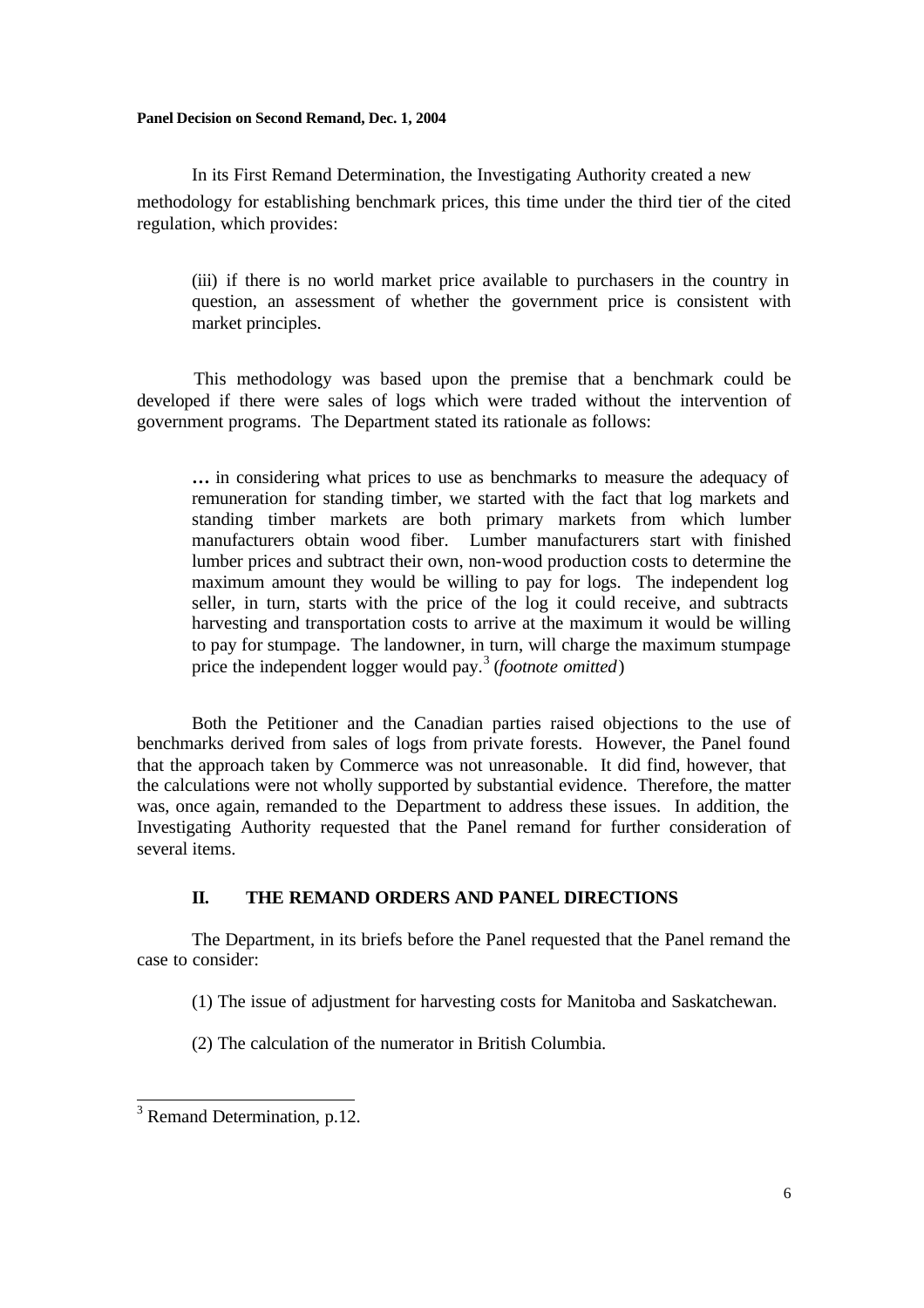In its First Remand Determination, the Investigating Authority created a new methodology for establishing benchmark prices, this time under the third tier of the cited regulation, which provides:

> (iii) if there is no world market price available to purchasers in the country in question, an assessment of whether the government price is consistent with market principles.

This methodology was based upon the premise that a benchmark could be developed if there were sales of logs which were traded without the intervention of government programs. The Department stated its rationale as follows:

> … in considering what prices to use as benchmarks to measure the adequacy of remuneration for standing timber, we started with the fact that log markets and standing timber markets are both primary markets from which lumber manufacturers obtain wood fiber. Lumber manufacturers start with finished lumber prices and subtract their own, non-wood production costs to determine the maximum amount they would be willing to pay for logs. The independent log seller, in turn, starts with the price of the log it could receive, and subtracts harvesting and transportation costs to arrive at the maximum it would be willing to pay for stumpage. The landowner, in turn, will charge the maximum stumpage price the independent logger would pay.[3] (*footnote omitted*)

Both the Petitioner and the Canadian parties raised objections to the use of benchmarks derived from sales of logs from private forests. However, the Panel found that the approach taken by Commerce was not unreasonable. It did find, however, that the calculations were not wholly supported by substantial evidence. Therefore, the matter was, once again, remanded to the Department to address these issues. In addition, the Investigating Authority requested that the Panel remand for further consideration of several items.

## II. THE REMAND ORDERS AND PANEL DIRECTIONS

The Department, in its briefs before the Panel requested that the Panel remand the case to consider:

(1) The issue of adjustment for harvesting costs for Manitoba and Saskatchewan.

(2) The calculation of the numerator in British Columbia.

---

[3] Remand Determination, p.12.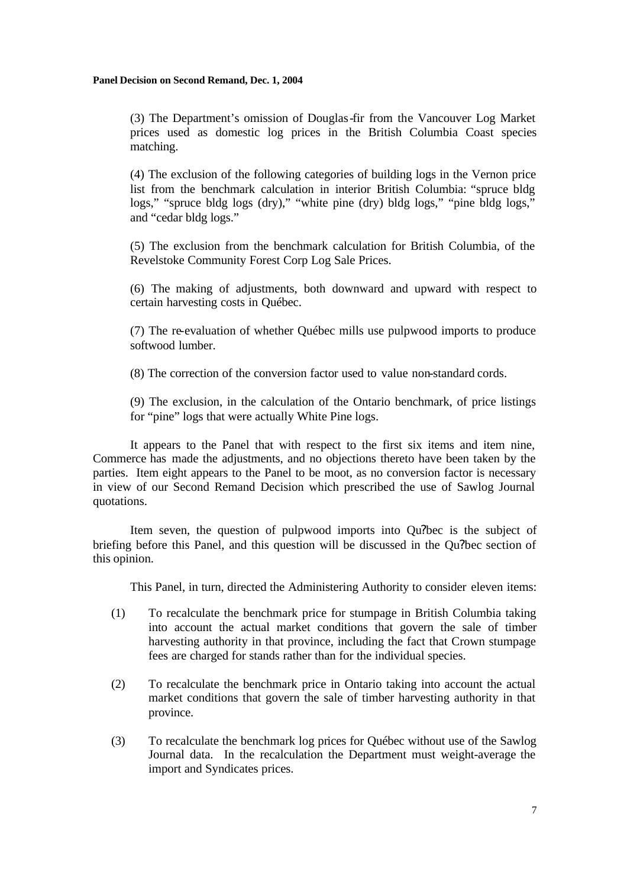(3) The Department's omission of Douglas-fir from the Vancouver Log Market prices used as domestic log prices in the British Columbia Coast species matching.

(4) The exclusion of the following categories of building logs in the Vernon price list from the benchmark calculation in interior British Columbia: "spruce bldg logs," "spruce bldg logs (dry)," "white pine (dry) bldg logs," "pine bldg logs," and "cedar bldg logs."

(5) The exclusion from the benchmark calculation for British Columbia, of the Revelstoke Community Forest Corp Log Sale Prices.

(6) The making of adjustments, both downward and upward with respect to certain harvesting costs in Québec.

(7) The re-evaluation of whether Québec mills use pulpwood imports to produce softwood lumber.

(8) The correction of the conversion factor used to value non-standard cords.

(9) The exclusion, in the calculation of the Ontario benchmark, of price listings for "pine" logs that were actually White Pine logs.

It appears to the Panel that with respect to the first six items and item nine, Commerce has made the adjustments, and no objections thereto have been taken by the parties. Item eight appears to the Panel to be moot, as no conversion factor is necessary in view of our Second Remand Decision which prescribed the use of Sawlog Journal quotations.

Item seven, the question of pulpwood imports into Qu?bec is the subject of briefing before this Panel, and this question will be discussed in the Qu?bec section of this opinion.

This Panel, in turn, directed the Administering Authority to consider eleven items:

(1) To recalculate the benchmark price for stumpage in British Columbia taking into account the actual market conditions that govern the sale of timber harvesting authority in that province, including the fact that Crown stumpage fees are charged for stands rather than for the individual species.

(2) To recalculate the benchmark price in Ontario taking into account the actual market conditions that govern the sale of timber harvesting authority in that province.

(3) To recalculate the benchmark log prices for Québec without use of the Sawlog Journal data. In the recalculation the Department must weight-average the import and Syndicates prices.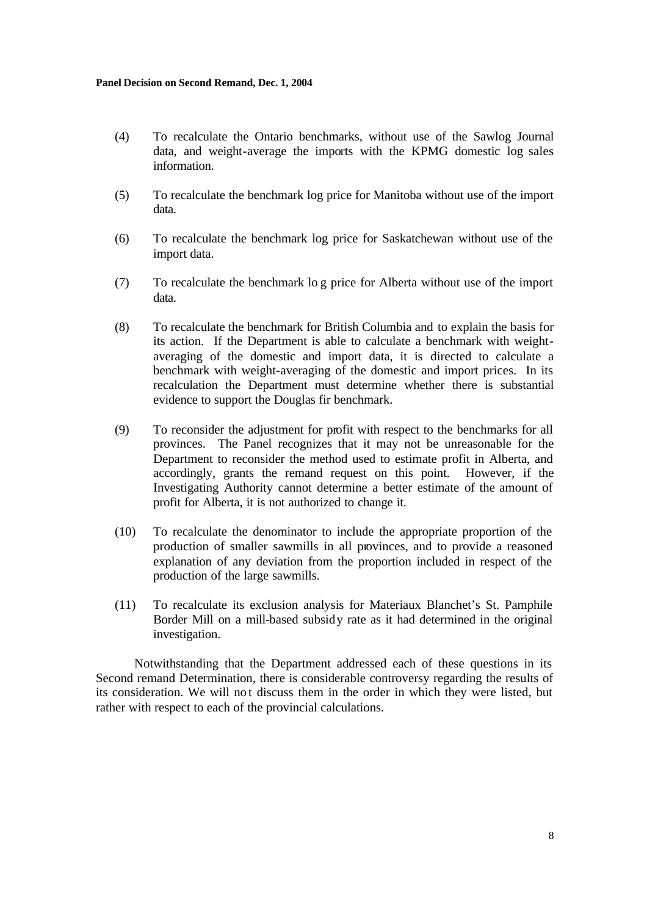(4) To recalculate the Ontario benchmarks, without use of the Sawlog Journal data, and weight-average the imports with the KPMG domestic log sales information.

(5) To recalculate the benchmark log price for Manitoba without use of the import data.

(6) To recalculate the benchmark log price for Saskatchewan without use of the import data.

(7) To recalculate the benchmark log price for Alberta without use of the import data.

(8) To recalculate the benchmark for British Columbia and to explain the basis for its action. If the Department is able to calculate a benchmark with weight-averaging of the domestic and import data, it is directed to calculate a benchmark with weight-averaging of the domestic and import prices. In its recalculation the Department must determine whether there is substantial evidence to support the Douglas fir benchmark.

(9) To reconsider the adjustment for profit with respect to the benchmarks for all provinces. The Panel recognizes that it may not be unreasonable for the Department to reconsider the method used to estimate profit in Alberta, and accordingly, grants the remand request on this point. However, if the Investigating Authority cannot determine a better estimate of the amount of profit for Alberta, it is not authorized to change it.

(10) To recalculate the denominator to include the appropriate proportion of the production of smaller sawmills in all provinces, and to provide a reasoned explanation of any deviation from the proportion included in respect of the production of the large sawmills.

(11) To recalculate its exclusion analysis for Materiaux Blanchet's St. Pamphile Border Mill on a mill-based subsidy rate as it had determined in the original investigation.

Notwithstanding that the Department addressed each of these questions in its Second remand Determination, there is considerable controversy regarding the results of its consideration. We will not discuss them in the order in which they were listed, but rather with respect to each of the provincial calculations.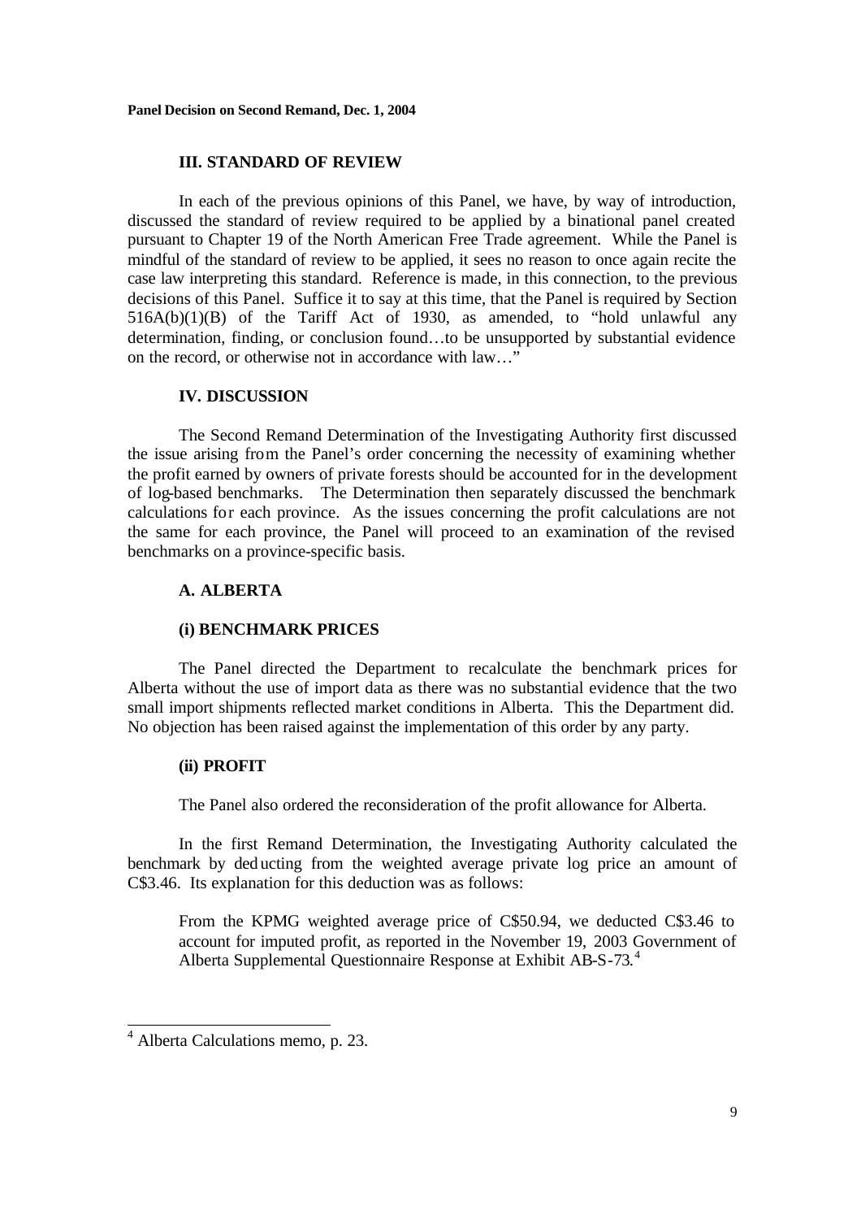### III. STANDARD OF REVIEW

In each of the previous opinions of this Panel, we have, by way of introduction, discussed the standard of review required to be applied by a binational panel created pursuant to Chapter 19 of the North American Free Trade agreement. While the Panel is mindful of the standard of review to be applied, it sees no reason to once again recite the case law interpreting this standard. Reference is made, in this connection, to the previous decisions of this Panel. Suffice it to say at this time, that the Panel is required by Section 516A(b)(1)(B) of the Tariff Act of 1930, as amended, to "hold unlawful any determination, finding, or conclusion found…to be unsupported by substantial evidence on the record, or otherwise not in accordance with law…"

### IV. DISCUSSION

The Second Remand Determination of the Investigating Authority first discussed the issue arising from the Panel's order concerning the necessity of examining whether the profit earned by owners of private forests should be accounted for in the development of log-based benchmarks. The Determination then separately discussed the benchmark calculations for each province. As the issues concerning the profit calculations are not the same for each province, the Panel will proceed to an examination of the revised benchmarks on a province-specific basis.

#### A. ALBERTA

##### (i) BENCHMARK PRICES

The Panel directed the Department to recalculate the benchmark prices for Alberta without the use of import data as there was no substantial evidence that the two small import shipments reflected market conditions in Alberta. This the Department did. No objection has been raised against the implementation of this order by any party.

##### (ii) PROFIT

The Panel also ordered the reconsideration of the profit allowance for Alberta.

In the first Remand Determination, the Investigating Authority calculated the benchmark by deducting from the weighted average private log price an amount of C$3.46. Its explanation for this deduction was as follows:

> From the KPMG weighted average price of C$50.94, we deducted C$3.46 to account for imputed profit, as reported in the November 19, 2003 Government of Alberta Supplemental Questionnaire Response at Exhibit AB-S-73.[4]

---

[4] Alberta Calculations memo, p. 23.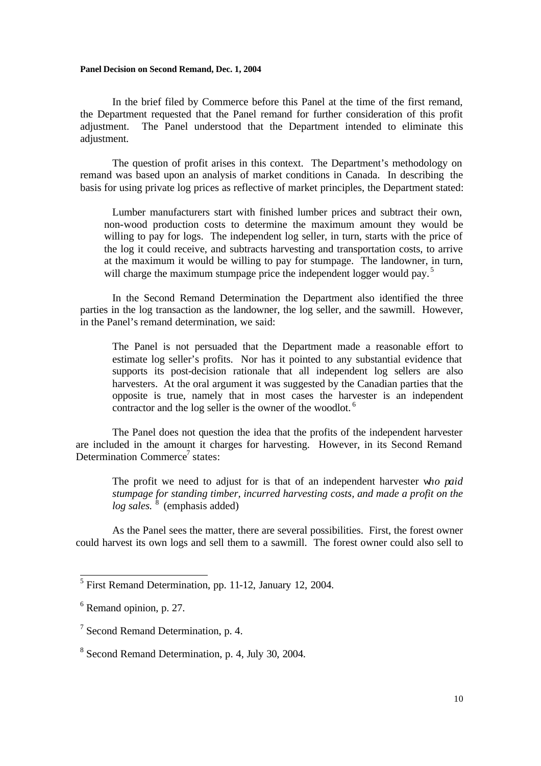In the brief filed by Commerce before this Panel at the time of the first remand, the Department requested that the Panel remand for further consideration of this profit adjustment. The Panel understood that the Department intended to eliminate this adjustment.

The question of profit arises in this context. The Department's methodology on remand was based upon an analysis of market conditions in Canada. In describing the basis for using private log prices as reflective of market principles, the Department stated:

> Lumber manufacturers start with finished lumber prices and subtract their own, non-wood production costs to determine the maximum amount they would be willing to pay for logs. The independent log seller, in turn, starts with the price of the log it could receive, and subtracts harvesting and transportation costs, to arrive at the maximum it would be willing to pay for stumpage. The landowner, in turn, will charge the maximum stumpage price the independent logger would pay.[5]

In the Second Remand Determination the Department also identified the three parties in the log transaction as the landowner, the log seller, and the sawmill. However, in the Panel's remand determination, we said:

> The Panel is not persuaded that the Department made a reasonable effort to estimate log seller's profits. Nor has it pointed to any substantial evidence that supports its post-decision rationale that all independent log sellers are also harvesters. At the oral argument it was suggested by the Canadian parties that the opposite is true, namely that in most cases the harvester is an independent contractor and the log seller is the owner of the woodlot.[6]

The Panel does not question the idea that the profits of the independent harvester are included in the amount it charges for harvesting. However, in its Second Remand Determination Commerce[7] states:

> The profit we need to adjust for is that of an independent harvester w*ho paid stumpage for standing timber, incurred harvesting costs, and made a profit on the log sales.*[8] (emphasis added)

As the Panel sees the matter, there are several possibilities. First, the forest owner could harvest its own logs and sell them to a sawmill. The forest owner could also sell to

---

[5] First Remand Determination, pp. 11-12, January 12, 2004.

[6] Remand opinion, p. 27.

[7] Second Remand Determination, p. 4.

[8] Second Remand Determination, p. 4, July 30, 2004.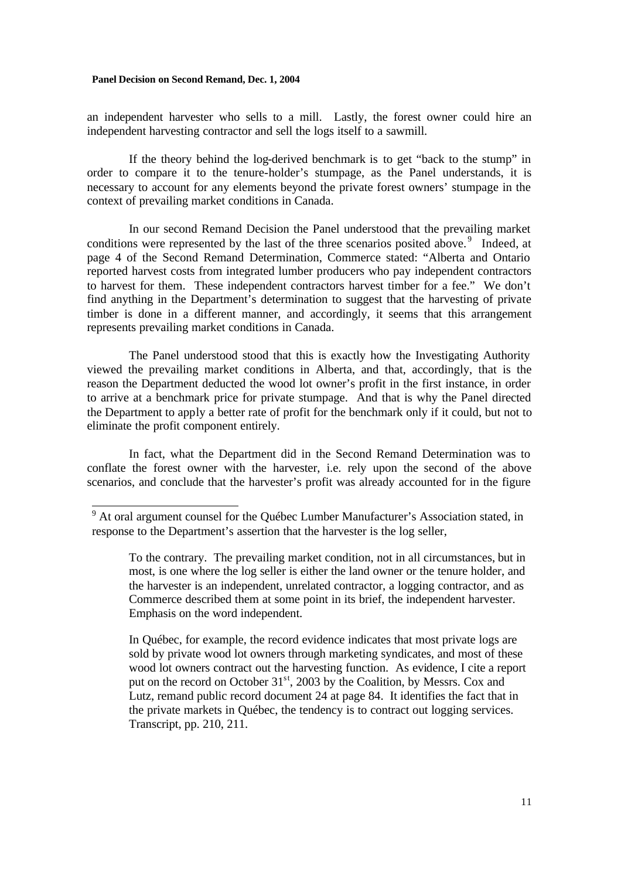an independent harvester who sells to a mill. Lastly, the forest owner could hire an independent harvesting contractor and sell the logs itself to a sawmill.

If the theory behind the log-derived benchmark is to get "back to the stump" in order to compare it to the tenure-holder's stumpage, as the Panel understands, it is necessary to account for any elements beyond the private forest owners' stumpage in the context of prevailing market conditions in Canada.

In our second Remand Decision the Panel understood that the prevailing market conditions were represented by the last of the three scenarios posited above.[9] Indeed, at page 4 of the Second Remand Determination, Commerce stated: "Alberta and Ontario reported harvest costs from integrated lumber producers who pay independent contractors to harvest for them. These independent contractors harvest timber for a fee." We don't find anything in the Department's determination to suggest that the harvesting of private timber is done in a different manner, and accordingly, it seems that this arrangement represents prevailing market conditions in Canada.

The Panel understood stood that this is exactly how the Investigating Authority viewed the prevailing market conditions in Alberta, and that, accordingly, that is the reason the Department deducted the wood lot owner's profit in the first instance, in order to arrive at a benchmark price for private stumpage. And that is why the Panel directed the Department to apply a better rate of profit for the benchmark only if it could, but not to eliminate the profit component entirely.

In fact, what the Department did in the Second Remand Determination was to conflate the forest owner with the harvester, i.e. rely upon the second of the above scenarios, and conclude that the harvester's profit was already accounted for in the figure

---

[9] At oral argument counsel for the Québec Lumber Manufacturer's Association stated, in response to the Department's assertion that the harvester is the log seller,

> To the contrary. The prevailing market condition, not in all circumstances, but in most, is one where the log seller is either the land owner or the tenure holder, and the harvester is an independent, unrelated contractor, a logging contractor, and as Commerce described them at some point in its brief, the independent harvester. Emphasis on the word independent.
>
> In Québec, for example, the record evidence indicates that most private logs are sold by private wood lot owners through marketing syndicates, and most of these wood lot owners contract out the harvesting function. As evidence, I cite a report put on the record on October 31st, 2003 by the Coalition, by Messrs. Cox and Lutz, remand public record document 24 at page 84. It identifies the fact that in the private markets in Québec, the tendency is to contract out logging services. Transcript, pp. 210, 211.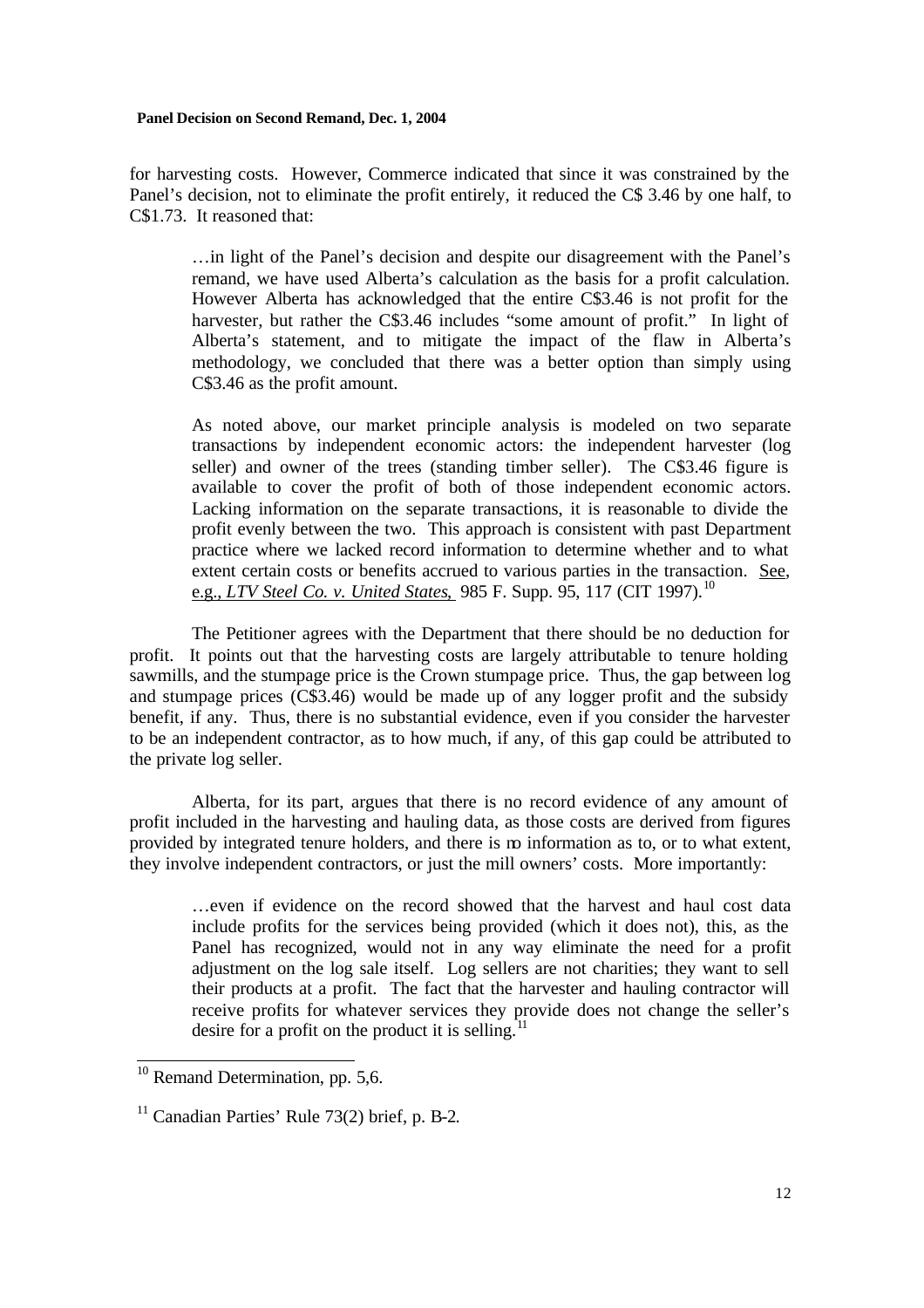for harvesting costs. However, Commerce indicated that since it was constrained by the Panel's decision, not to eliminate the profit entirely, it reduced the C$ 3.46 by one half, to C$1.73. It reasoned that:

> …in light of the Panel's decision and despite our disagreement with the Panel's remand, we have used Alberta's calculation as the basis for a profit calculation. However Alberta has acknowledged that the entire C$3.46 is not profit for the harvester, but rather the C$3.46 includes "some amount of profit." In light of Alberta's statement, and to mitigate the impact of the flaw in Alberta's methodology, we concluded that there was a better option than simply using C$3.46 as the profit amount.
>
> As noted above, our market principle analysis is modeled on two separate transactions by independent economic actors: the independent harvester (log seller) and owner of the trees (standing timber seller). The C$3.46 figure is available to cover the profit of both of those independent economic actors. Lacking information on the separate transactions, it is reasonable to divide the profit evenly between the two. This approach is consistent with past Department practice where we lacked record information to determine whether and to what extent certain costs or benefits accrued to various parties in the transaction. See, e.g., *LTV Steel Co. v. United States*, 985 F. Supp. 95, 117 (CIT 1997).[10]

The Petitioner agrees with the Department that there should be no deduction for profit. It points out that the harvesting costs are largely attributable to tenure holding sawmills, and the stumpage price is the Crown stumpage price. Thus, the gap between log and stumpage prices (C$3.46) would be made up of any logger profit and the subsidy benefit, if any. Thus, there is no substantial evidence, even if you consider the harvester to be an independent contractor, as to how much, if any, of this gap could be attributed to the private log seller.

Alberta, for its part, argues that there is no record evidence of any amount of profit included in the harvesting and hauling data, as those costs are derived from figures provided by integrated tenure holders, and there is no information as to, or to what extent, they involve independent contractors, or just the mill owners' costs. More importantly:

> …even if evidence on the record showed that the harvest and haul cost data include profits for the services being provided (which it does not), this, as the Panel has recognized, would not in any way eliminate the need for a profit adjustment on the log sale itself. Log sellers are not charities; they want to sell their products at a profit. The fact that the harvester and hauling contractor will receive profits for whatever services they provide does not change the seller's desire for a profit on the product it is selling.[11]

---

[10] Remand Determination, pp. 5,6.

[11] Canadian Parties' Rule 73(2) brief, p. B-2.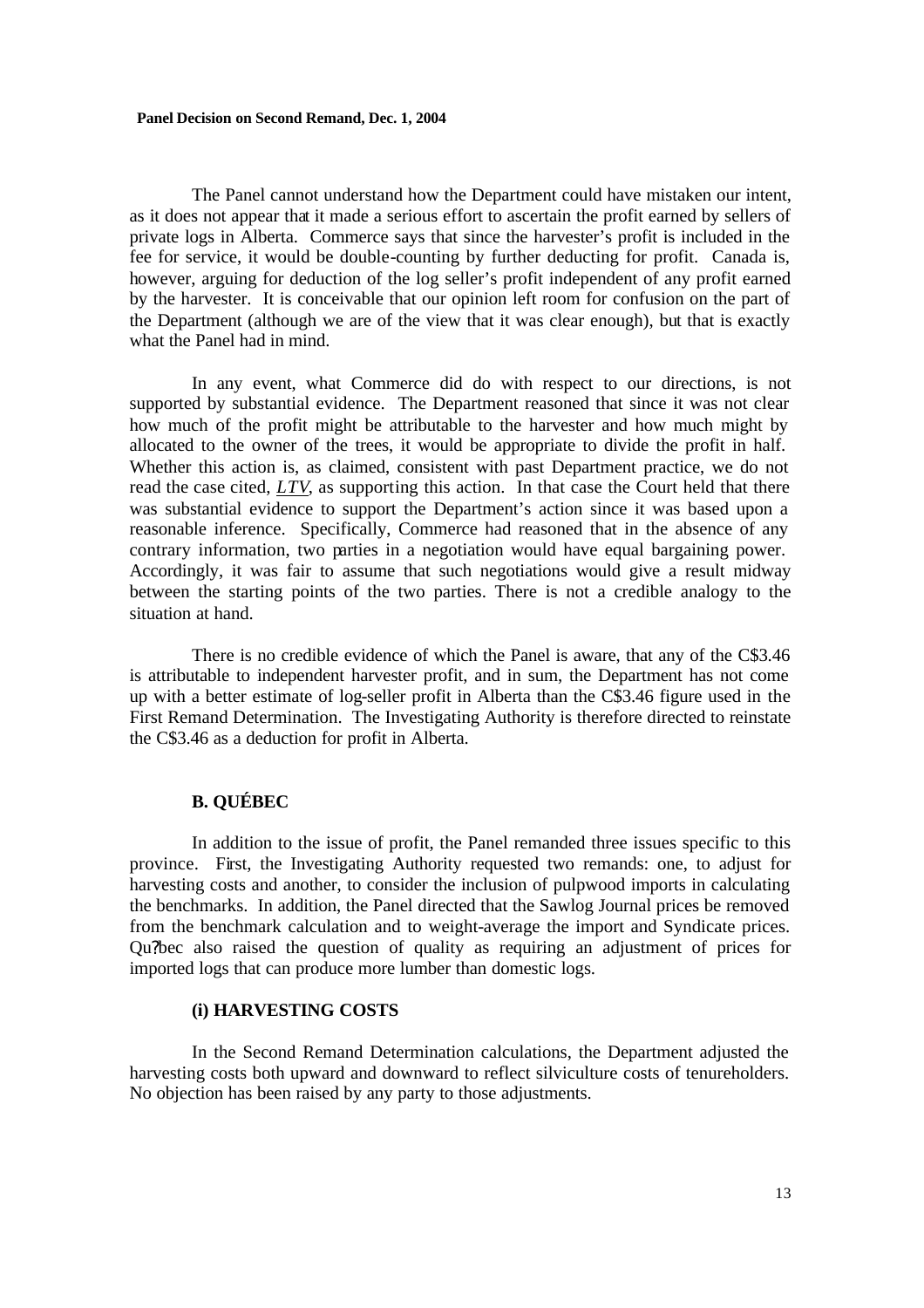The Panel cannot understand how the Department could have mistaken our intent, as it does not appear that it made a serious effort to ascertain the profit earned by sellers of private logs in Alberta. Commerce says that since the harvester's profit is included in the fee for service, it would be double-counting by further deducting for profit. Canada is, however, arguing for deduction of the log seller's profit independent of any profit earned by the harvester. It is conceivable that our opinion left room for confusion on the part of the Department (although we are of the view that it was clear enough), but that is exactly what the Panel had in mind.

In any event, what Commerce did do with respect to our directions, is not supported by substantial evidence. The Department reasoned that since it was not clear how much of the profit might be attributable to the harvester and how much might by allocated to the owner of the trees, it would be appropriate to divide the profit in half. Whether this action is, as claimed, consistent with past Department practice, we do not read the case cited, *LTV*, as supporting this action. In that case the Court held that there was substantial evidence to support the Department's action since it was based upon a reasonable inference. Specifically, Commerce had reasoned that in the absence of any contrary information, two parties in a negotiation would have equal bargaining power. Accordingly, it was fair to assume that such negotiations would give a result midway between the starting points of the two parties. There is not a credible analogy to the situation at hand.

There is no credible evidence of which the Panel is aware, that any of the C$3.46 is attributable to independent harvester profit, and in sum, the Department has not come up with a better estimate of log-seller profit in Alberta than the C$3.46 figure used in the First Remand Determination. The Investigating Authority is therefore directed to reinstate the C$3.46 as a deduction for profit in Alberta.

### B. QUÉBEC

In addition to the issue of profit, the Panel remanded three issues specific to this province. First, the Investigating Authority requested two remands: one, to adjust for harvesting costs and another, to consider the inclusion of pulpwood imports in calculating the benchmarks. In addition, the Panel directed that the Sawlog Journal prices be removed from the benchmark calculation and to weight-average the import and Syndicate prices. Qu?bec also raised the question of quality as requiring an adjustment of prices for imported logs that can produce more lumber than domestic logs.

#### (i) HARVESTING COSTS

In the Second Remand Determination calculations, the Department adjusted the harvesting costs both upward and downward to reflect silviculture costs of tenureholders. No objection has been raised by any party to those adjustments.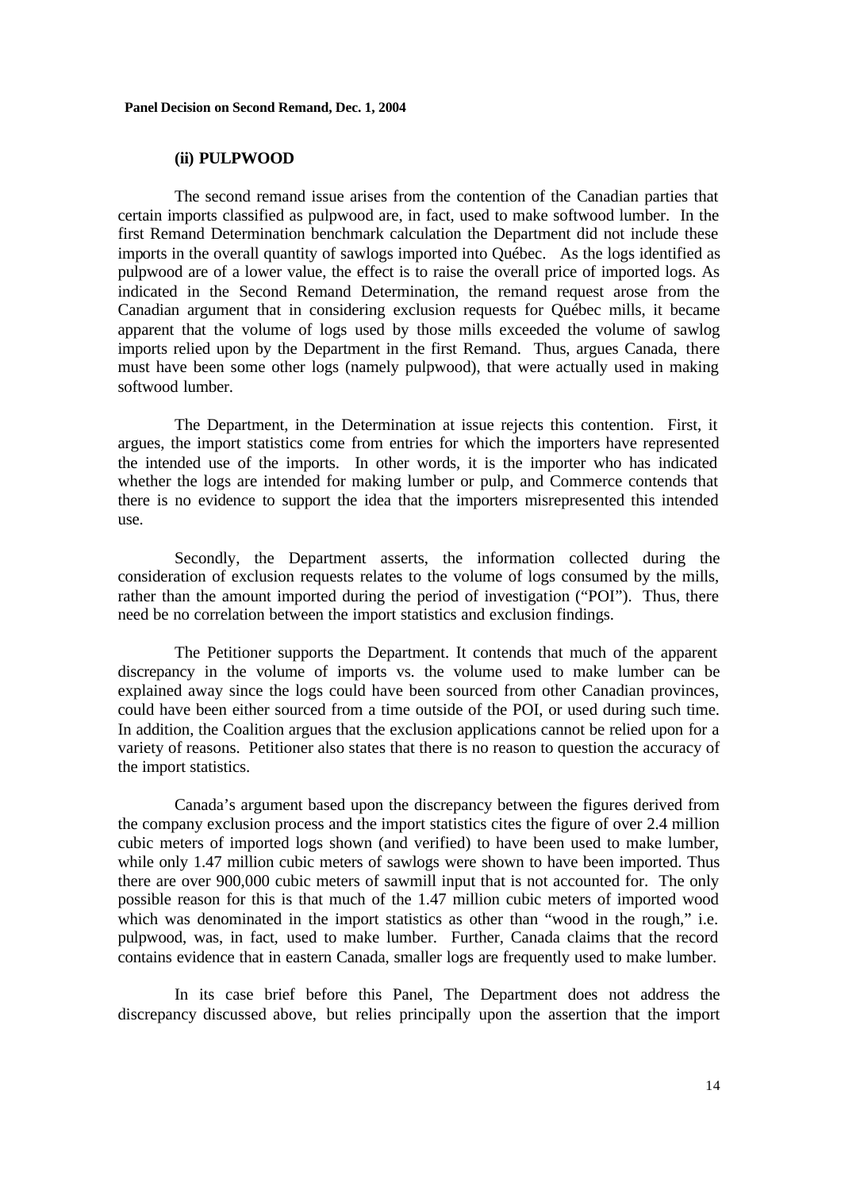### (ii) PULPWOOD

The second remand issue arises from the contention of the Canadian parties that certain imports classified as pulpwood are, in fact, used to make softwood lumber. In the first Remand Determination benchmark calculation the Department did not include these imports in the overall quantity of sawlogs imported into Québec. As the logs identified as pulpwood are of a lower value, the effect is to raise the overall price of imported logs. As indicated in the Second Remand Determination, the remand request arose from the Canadian argument that in considering exclusion requests for Québec mills, it became apparent that the volume of logs used by those mills exceeded the volume of sawlog imports relied upon by the Department in the first Remand. Thus, argues Canada, there must have been some other logs (namely pulpwood), that were actually used in making softwood lumber.

The Department, in the Determination at issue rejects this contention. First, it argues, the import statistics come from entries for which the importers have represented the intended use of the imports. In other words, it is the importer who has indicated whether the logs are intended for making lumber or pulp, and Commerce contends that there is no evidence to support the idea that the importers misrepresented this intended use.

Secondly, the Department asserts, the information collected during the consideration of exclusion requests relates to the volume of logs consumed by the mills, rather than the amount imported during the period of investigation ("POI"). Thus, there need be no correlation between the import statistics and exclusion findings.

The Petitioner supports the Department. It contends that much of the apparent discrepancy in the volume of imports vs. the volume used to make lumber can be explained away since the logs could have been sourced from other Canadian provinces, could have been either sourced from a time outside of the POI, or used during such time. In addition, the Coalition argues that the exclusion applications cannot be relied upon for a variety of reasons. Petitioner also states that there is no reason to question the accuracy of the import statistics.

Canada's argument based upon the discrepancy between the figures derived from the company exclusion process and the import statistics cites the figure of over 2.4 million cubic meters of imported logs shown (and verified) to have been used to make lumber, while only 1.47 million cubic meters of sawlogs were shown to have been imported. Thus there are over 900,000 cubic meters of sawmill input that is not accounted for. The only possible reason for this is that much of the 1.47 million cubic meters of imported wood which was denominated in the import statistics as other than "wood in the rough," i.e. pulpwood, was, in fact, used to make lumber. Further, Canada claims that the record contains evidence that in eastern Canada, smaller logs are frequently used to make lumber.

In its case brief before this Panel, The Department does not address the discrepancy discussed above, but relies principally upon the assertion that the import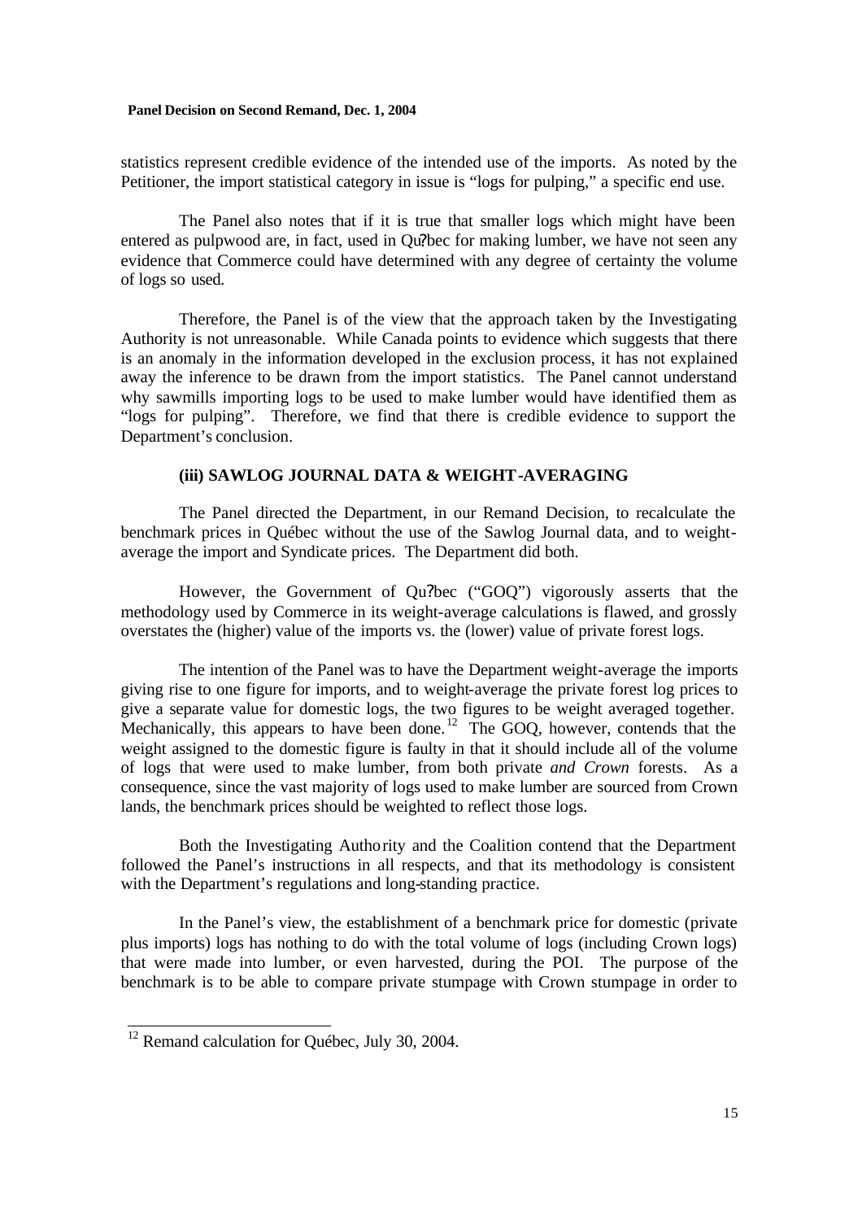statistics represent credible evidence of the intended use of the imports. As noted by the Petitioner, the import statistical category in issue is "logs for pulping," a specific end use.

The Panel also notes that if it is true that smaller logs which might have been entered as pulpwood are, in fact, used in Qu?bec for making lumber, we have not seen any evidence that Commerce could have determined with any degree of certainty the volume of logs so used.

Therefore, the Panel is of the view that the approach taken by the Investigating Authority is not unreasonable. While Canada points to evidence which suggests that there is an anomaly in the information developed in the exclusion process, it has not explained away the inference to be drawn from the import statistics. The Panel cannot understand why sawmills importing logs to be used to make lumber would have identified them as "logs for pulping". Therefore, we find that there is credible evidence to support the Department's conclusion.

### (iii) SAWLOG JOURNAL DATA & WEIGHT-AVERAGING

The Panel directed the Department, in our Remand Decision, to recalculate the benchmark prices in Québec without the use of the Sawlog Journal data, and to weight-average the import and Syndicate prices. The Department did both.

However, the Government of Qu?bec ("GOQ") vigorously asserts that the methodology used by Commerce in its weight-average calculations is flawed, and grossly overstates the (higher) value of the imports vs. the (lower) value of private forest logs.

The intention of the Panel was to have the Department weight-average the imports giving rise to one figure for imports, and to weight-average the private forest log prices to give a separate value for domestic logs, the two figures to be weight averaged together. Mechanically, this appears to have been done.[12] The GOQ, however, contends that the weight assigned to the domestic figure is faulty in that it should include all of the volume of logs that were used to make lumber, from both private *and Crown* forests. As a consequence, since the vast majority of logs used to make lumber are sourced from Crown lands, the benchmark prices should be weighted to reflect those logs.

Both the Investigating Authority and the Coalition contend that the Department followed the Panel's instructions in all respects, and that its methodology is consistent with the Department's regulations and long-standing practice.

In the Panel's view, the establishment of a benchmark price for domestic (private plus imports) logs has nothing to do with the total volume of logs (including Crown logs) that were made into lumber, or even harvested, during the POI. The purpose of the benchmark is to be able to compare private stumpage with Crown stumpage in order to

[12] Remand calculation for Québec, July 30, 2004.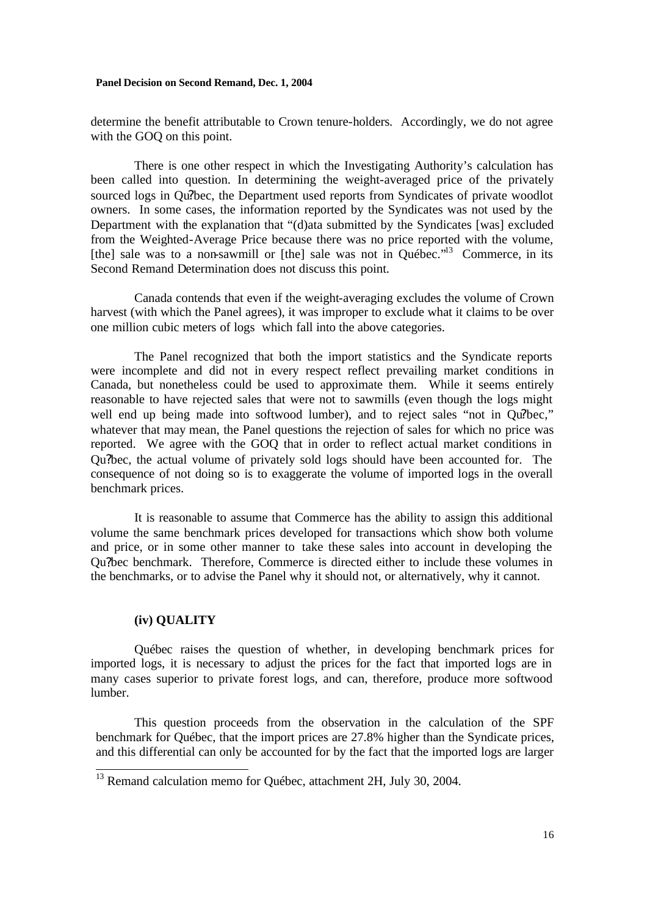determine the benefit attributable to Crown tenure-holders. Accordingly, we do not agree with the GOQ on this point.

There is one other respect in which the Investigating Authority's calculation has been called into question. In determining the weight-averaged price of the privately sourced logs in Qu?bec, the Department used reports from Syndicates of private woodlot owners. In some cases, the information reported by the Syndicates was not used by the Department with the explanation that "(d)ata submitted by the Syndicates [was] excluded from the Weighted-Average Price because there was no price reported with the volume, [the] sale was to a non-sawmill or [the] sale was not in Québec."[13] Commerce, in its Second Remand Determination does not discuss this point.

Canada contends that even if the weight-averaging excludes the volume of Crown harvest (with which the Panel agrees), it was improper to exclude what it claims to be over one million cubic meters of logs which fall into the above categories.

The Panel recognized that both the import statistics and the Syndicate reports were incomplete and did not in every respect reflect prevailing market conditions in Canada, but nonetheless could be used to approximate them. While it seems entirely reasonable to have rejected sales that were not to sawmills (even though the logs might well end up being made into softwood lumber), and to reject sales "not in Qu?bec," whatever that may mean, the Panel questions the rejection of sales for which no price was reported. We agree with the GOQ that in order to reflect actual market conditions in Qu?bec, the actual volume of privately sold logs should have been accounted for. The consequence of not doing so is to exaggerate the volume of imported logs in the overall benchmark prices.

It is reasonable to assume that Commerce has the ability to assign this additional volume the same benchmark prices developed for transactions which show both volume and price, or in some other manner to take these sales into account in developing the Qu?bec benchmark. Therefore, Commerce is directed either to include these volumes in the benchmarks, or to advise the Panel why it should not, or alternatively, why it cannot.

**(iv) QUALITY**

Québec raises the question of whether, in developing benchmark prices for imported logs, it is necessary to adjust the prices for the fact that imported logs are in many cases superior to private forest logs, and can, therefore, produce more softwood lumber.

This question proceeds from the observation in the calculation of the SPF benchmark for Québec, that the import prices are 27.8% higher than the Syndicate prices, and this differential can only be accounted for by the fact that the imported logs are larger

---

[13] Remand calculation memo for Québec, attachment 2H, July 30, 2004.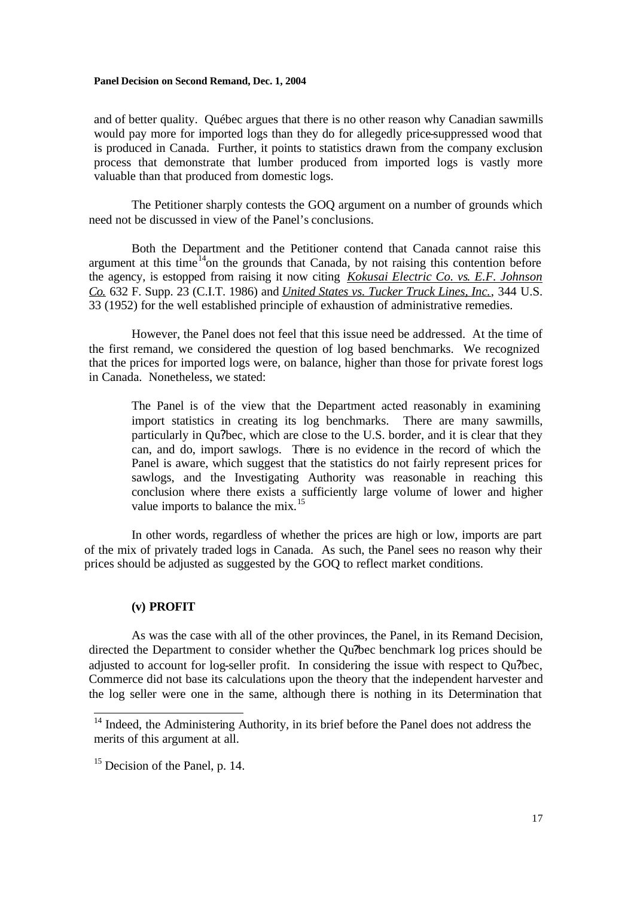and of better quality. Québec argues that there is no other reason why Canadian sawmills would pay more for imported logs than they do for allegedly price-suppressed wood that is produced in Canada. Further, it points to statistics drawn from the company exclusion process that demonstrate that lumber produced from imported logs is vastly more valuable than that produced from domestic logs.

The Petitioner sharply contests the GOQ argument on a number of grounds which need not be discussed in view of the Panel's conclusions.

Both the Department and the Petitioner contend that Canada cannot raise this argument at this time[14] on the grounds that Canada, by not raising this contention before the agency, is estopped from raising it now citing *Kokusai Electric Co. vs. E.F. Johnson Co.* 632 F. Supp. 23 (C.I.T. 1986) and *United States vs. Tucker Truck Lines, Inc.*, 344 U.S. 33 (1952) for the well established principle of exhaustion of administrative remedies.

However, the Panel does not feel that this issue need be addressed. At the time of the first remand, we considered the question of log based benchmarks. We recognized that the prices for imported logs were, on balance, higher than those for private forest logs in Canada. Nonetheless, we stated:

> The Panel is of the view that the Department acted reasonably in examining import statistics in creating its log benchmarks. There are many sawmills, particularly in Qu?bec, which are close to the U.S. border, and it is clear that they can, and do, import sawlogs. There is no evidence in the record of which the Panel is aware, which suggest that the statistics do not fairly represent prices for sawlogs, and the Investigating Authority was reasonable in reaching this conclusion where there exists a sufficiently large volume of lower and higher value imports to balance the mix.[15]

In other words, regardless of whether the prices are high or low, imports are part of the mix of privately traded logs in Canada. As such, the Panel sees no reason why their prices should be adjusted as suggested by the GOQ to reflect market conditions.

**(v) PROFIT**

As was the case with all of the other provinces, the Panel, in its Remand Decision, directed the Department to consider whether the Qu?bec benchmark log prices should be adjusted to account for log-seller profit. In considering the issue with respect to Qu?bec, Commerce did not base its calculations upon the theory that the independent harvester and the log seller were one in the same, although there is nothing in its Determination that

[14] Indeed, the Administering Authority, in its brief before the Panel does not address the merits of this argument at all.

[15] Decision of the Panel, p. 14.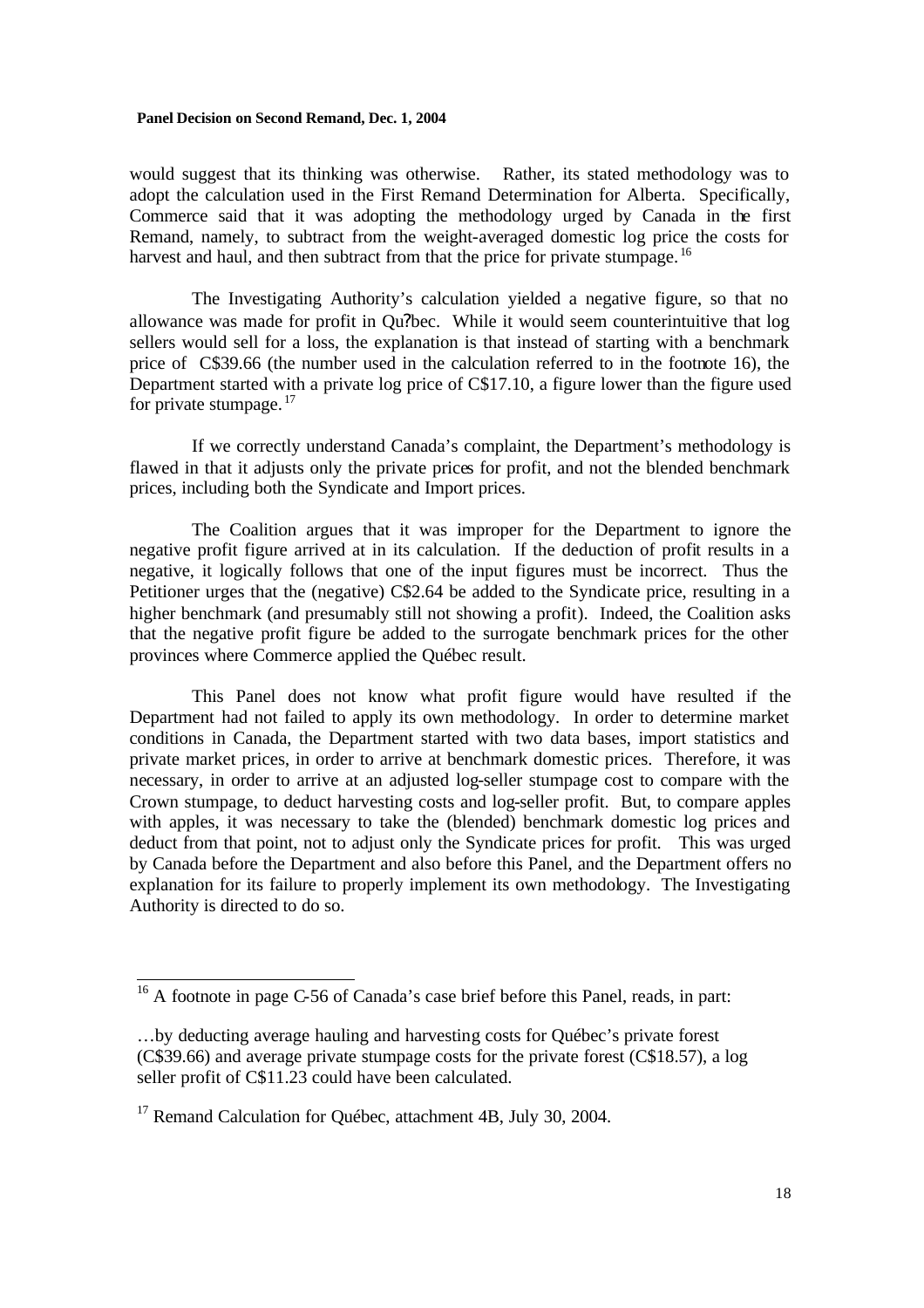would suggest that its thinking was otherwise. Rather, its stated methodology was to adopt the calculation used in the First Remand Determination for Alberta. Specifically, Commerce said that it was adopting the methodology urged by Canada in the first Remand, namely, to subtract from the weight-averaged domestic log price the costs for harvest and haul, and then subtract from that the price for private stumpage.[16]

The Investigating Authority's calculation yielded a negative figure, so that no allowance was made for profit in Qu?bec. While it would seem counterintuitive that log sellers would sell for a loss, the explanation is that instead of starting with a benchmark price of C$39.66 (the number used in the calculation referred to in the footnote 16), the Department started with a private log price of C$17.10, a figure lower than the figure used for private stumpage.[17]

If we correctly understand Canada's complaint, the Department's methodology is flawed in that it adjusts only the private prices for profit, and not the blended benchmark prices, including both the Syndicate and Import prices.

The Coalition argues that it was improper for the Department to ignore the negative profit figure arrived at in its calculation. If the deduction of profit results in a negative, it logically follows that one of the input figures must be incorrect. Thus the Petitioner urges that the (negative) C$2.64 be added to the Syndicate price, resulting in a higher benchmark (and presumably still not showing a profit). Indeed, the Coalition asks that the negative profit figure be added to the surrogate benchmark prices for the other provinces where Commerce applied the Québec result.

This Panel does not know what profit figure would have resulted if the Department had not failed to apply its own methodology. In order to determine market conditions in Canada, the Department started with two data bases, import statistics and private market prices, in order to arrive at benchmark domestic prices. Therefore, it was necessary, in order to arrive at an adjusted log-seller stumpage cost to compare with the Crown stumpage, to deduct harvesting costs and log-seller profit. But, to compare apples with apples, it was necessary to take the (blended) benchmark domestic log prices and deduct from that point, not to adjust only the Syndicate prices for profit. This was urged by Canada before the Department and also before this Panel, and the Department offers no explanation for its failure to properly implement its own methodology. The Investigating Authority is directed to do so.

---

[16] A footnote in page C-56 of Canada's case brief before this Panel, reads, in part:

…by deducting average hauling and harvesting costs for Québec's private forest (C$39.66) and average private stumpage costs for the private forest (C$18.57), a log seller profit of C$11.23 could have been calculated.

[17] Remand Calculation for Québec, attachment 4B, July 30, 2004.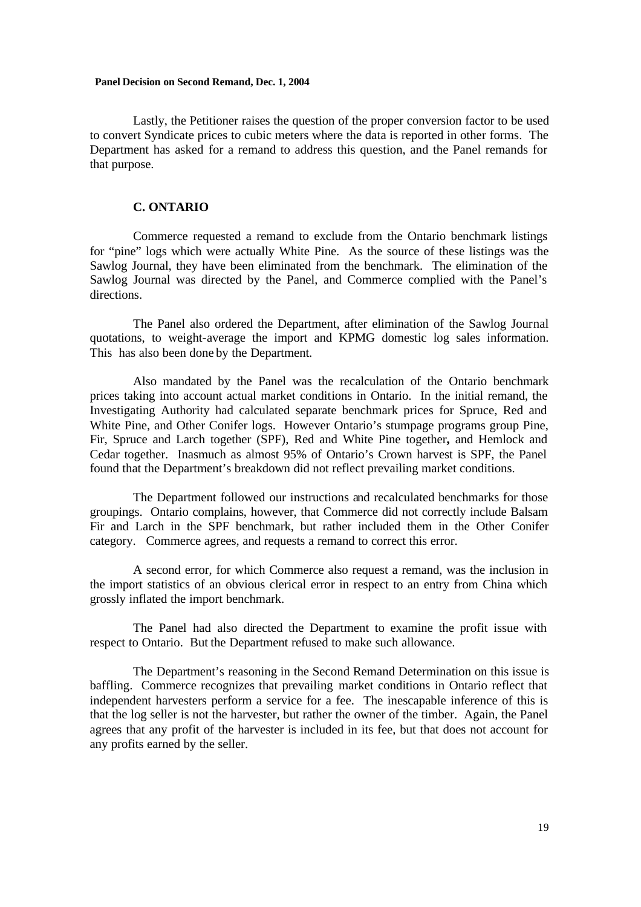Lastly, the Petitioner raises the question of the proper conversion factor to be used to convert Syndicate prices to cubic meters where the data is reported in other forms. The Department has asked for a remand to address this question, and the Panel remands for that purpose.

### C. ONTARIO

Commerce requested a remand to exclude from the Ontario benchmark listings for "pine" logs which were actually White Pine. As the source of these listings was the Sawlog Journal, they have been eliminated from the benchmark. The elimination of the Sawlog Journal was directed by the Panel, and Commerce complied with the Panel's directions.

The Panel also ordered the Department, after elimination of the Sawlog Journal quotations, to weight-average the import and KPMG domestic log sales information. This has also been done by the Department.

Also mandated by the Panel was the recalculation of the Ontario benchmark prices taking into account actual market conditions in Ontario. In the initial remand, the Investigating Authority had calculated separate benchmark prices for Spruce, Red and White Pine, and Other Conifer logs. However Ontario's stumpage programs group Pine, Fir, Spruce and Larch together (SPF), Red and White Pine together**,** and Hemlock and Cedar together. Inasmuch as almost 95% of Ontario's Crown harvest is SPF, the Panel found that the Department's breakdown did not reflect prevailing market conditions.

The Department followed our instructions and recalculated benchmarks for those groupings. Ontario complains, however, that Commerce did not correctly include Balsam Fir and Larch in the SPF benchmark, but rather included them in the Other Conifer category. Commerce agrees, and requests a remand to correct this error.

A second error, for which Commerce also request a remand, was the inclusion in the import statistics of an obvious clerical error in respect to an entry from China which grossly inflated the import benchmark.

The Panel had also directed the Department to examine the profit issue with respect to Ontario. But the Department refused to make such allowance.

The Department's reasoning in the Second Remand Determination on this issue is baffling. Commerce recognizes that prevailing market conditions in Ontario reflect that independent harvesters perform a service for a fee. The inescapable inference of this is that the log seller is not the harvester, but rather the owner of the timber. Again, the Panel agrees that any profit of the harvester is included in its fee, but that does not account for any profits earned by the seller.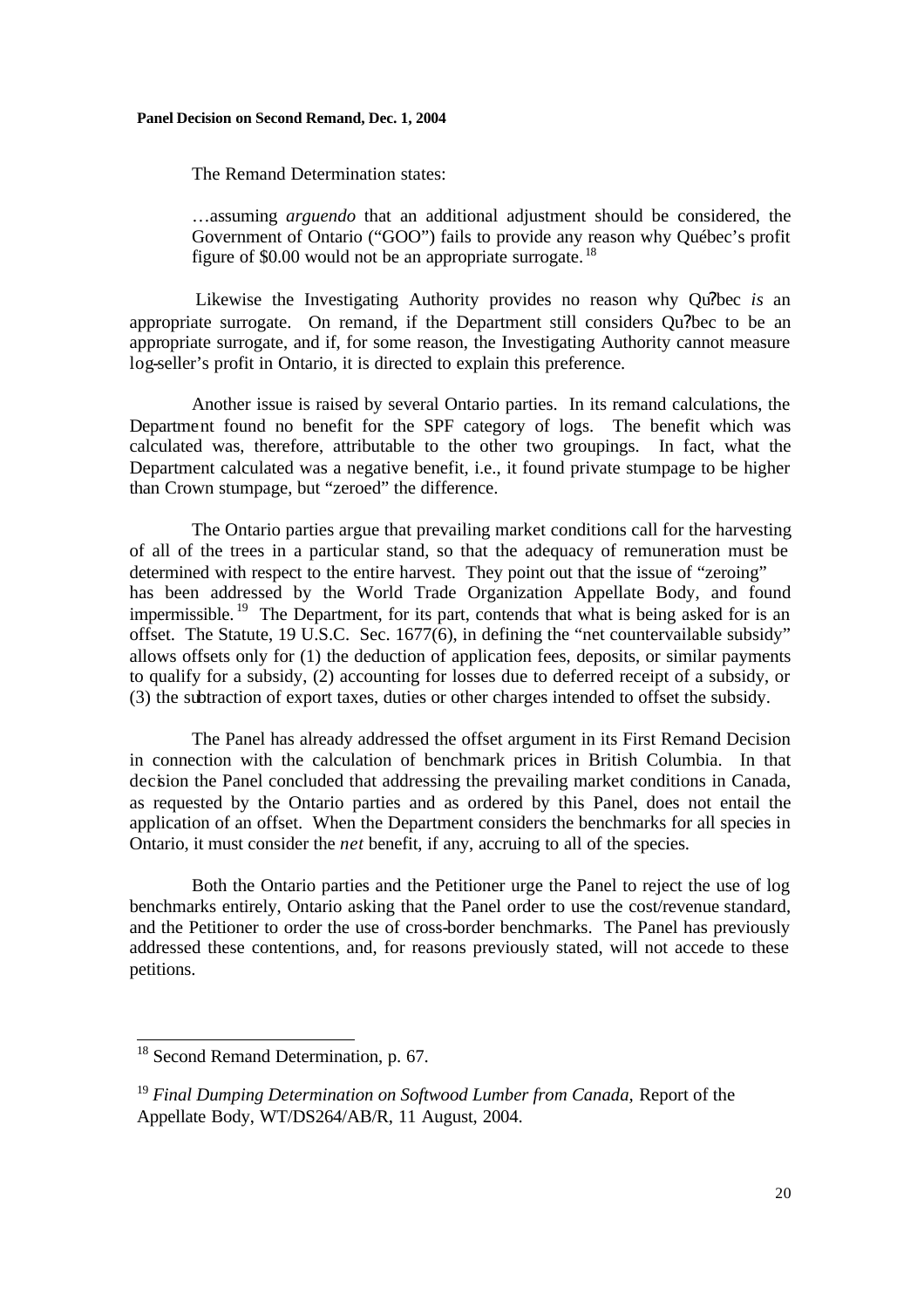The Remand Determination states:

> …assuming *arguendo* that an additional adjustment should be considered, the Government of Ontario ("GOO") fails to provide any reason why Québec's profit figure of $0.00 would not be an appropriate surrogate.[18]

Likewise the Investigating Authority provides no reason why Qu?bec *is* an appropriate surrogate. On remand, if the Department still considers Qu?bec to be an appropriate surrogate, and if, for some reason, the Investigating Authority cannot measure log-seller's profit in Ontario, it is directed to explain this preference.

Another issue is raised by several Ontario parties. In its remand calculations, the Department found no benefit for the SPF category of logs. The benefit which was calculated was, therefore, attributable to the other two groupings. In fact, what the Department calculated was a negative benefit, i.e., it found private stumpage to be higher than Crown stumpage, but "zeroed" the difference.

The Ontario parties argue that prevailing market conditions call for the harvesting of all of the trees in a particular stand, so that the adequacy of remuneration must be determined with respect to the entire harvest. They point out that the issue of "zeroing" has been addressed by the World Trade Organization Appellate Body, and found impermissible.[19] The Department, for its part, contends that what is being asked for is an offset. The Statute, 19 U.S.C. Sec. 1677(6), in defining the "net countervailable subsidy" allows offsets only for (1) the deduction of application fees, deposits, or similar payments to qualify for a subsidy, (2) accounting for losses due to deferred receipt of a subsidy, or (3) the subtraction of export taxes, duties or other charges intended to offset the subsidy.

The Panel has already addressed the offset argument in its First Remand Decision in connection with the calculation of benchmark prices in British Columbia. In that decision the Panel concluded that addressing the prevailing market conditions in Canada, as requested by the Ontario parties and as ordered by this Panel, does not entail the application of an offset. When the Department considers the benchmarks for all species in Ontario, it must consider the *net* benefit, if any, accruing to all of the species.

Both the Ontario parties and the Petitioner urge the Panel to reject the use of log benchmarks entirely, Ontario asking that the Panel order to use the cost/revenue standard, and the Petitioner to order the use of cross-border benchmarks. The Panel has previously addressed these contentions, and, for reasons previously stated, will not accede to these petitions.

---

[18] Second Remand Determination, p. 67.

[19] *Final Dumping Determination on Softwood Lumber from Canada,* Report of the Appellate Body, WT/DS264/AB/R, 11 August, 2004.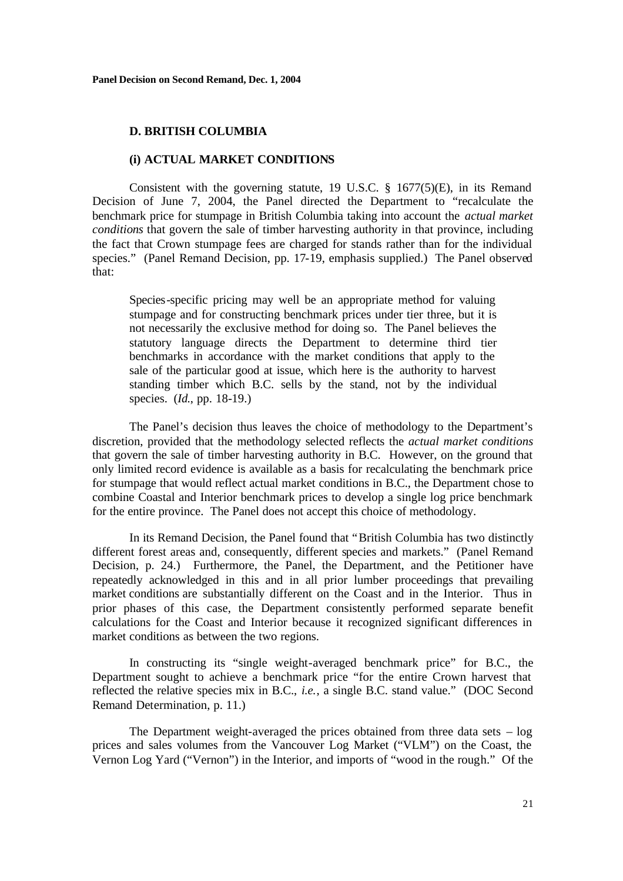### D. BRITISH COLUMBIA

### (i) ACTUAL MARKET CONDITIONS

Consistent with the governing statute, 19 U.S.C. § 1677(5)(E), in its Remand Decision of June 7, 2004, the Panel directed the Department to "recalculate the benchmark price for stumpage in British Columbia taking into account the *actual market conditions* that govern the sale of timber harvesting authority in that province, including the fact that Crown stumpage fees are charged for stands rather than for the individual species." (Panel Remand Decision, pp. 17-19, emphasis supplied.) The Panel observed that:

> Species-specific pricing may well be an appropriate method for valuing stumpage and for constructing benchmark prices under tier three, but it is not necessarily the exclusive method for doing so. The Panel believes the statutory language directs the Department to determine third tier benchmarks in accordance with the market conditions that apply to the sale of the particular good at issue, which here is the authority to harvest standing timber which B.C. sells by the stand, not by the individual species. (*Id.*, pp. 18-19.)

The Panel's decision thus leaves the choice of methodology to the Department's discretion, provided that the methodology selected reflects the *actual market conditions* that govern the sale of timber harvesting authority in B.C. However, on the ground that only limited record evidence is available as a basis for recalculating the benchmark price for stumpage that would reflect actual market conditions in B.C., the Department chose to combine Coastal and Interior benchmark prices to develop a single log price benchmark for the entire province. The Panel does not accept this choice of methodology.

In its Remand Decision, the Panel found that "British Columbia has two distinctly different forest areas and, consequently, different species and markets." (Panel Remand Decision, p. 24.) Furthermore, the Panel, the Department, and the Petitioner have repeatedly acknowledged in this and in all prior lumber proceedings that prevailing market conditions are substantially different on the Coast and in the Interior. Thus in prior phases of this case, the Department consistently performed separate benefit calculations for the Coast and Interior because it recognized significant differences in market conditions as between the two regions.

In constructing its "single weight-averaged benchmark price" for B.C., the Department sought to achieve a benchmark price "for the entire Crown harvest that reflected the relative species mix in B.C., *i.e.*, a single B.C. stand value." (DOC Second Remand Determination, p. 11.)

The Department weight-averaged the prices obtained from three data sets – log prices and sales volumes from the Vancouver Log Market ("VLM") on the Coast, the Vernon Log Yard ("Vernon") in the Interior, and imports of "wood in the rough." Of the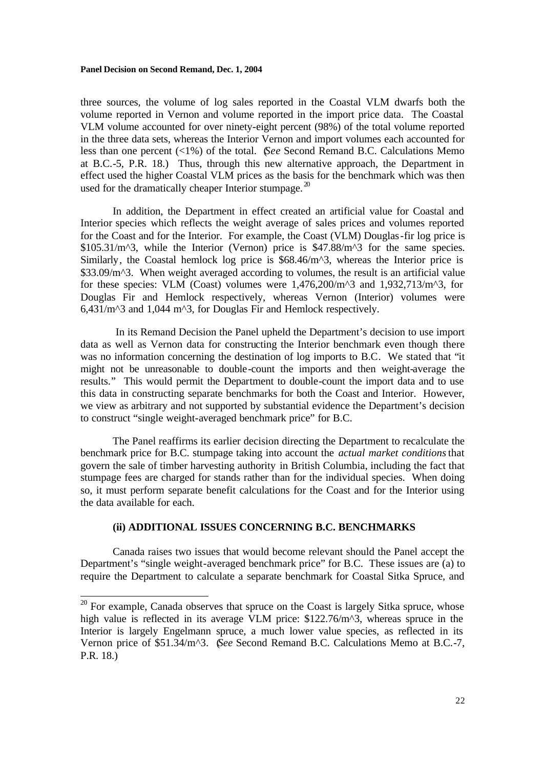three sources, the volume of log sales reported in the Coastal VLM dwarfs both the volume reported in Vernon and volume reported in the import price data. The Coastal VLM volume accounted for over ninety-eight percent (98%) of the total volume reported in the three data sets, whereas the Interior Vernon and import volumes each accounted for less than one percent (<1%) of the total. (*See* Second Remand B.C. Calculations Memo at B.C.-5, P.R. 18.) Thus, through this new alternative approach, the Department in effect used the higher Coastal VLM prices as the basis for the benchmark which was then used for the dramatically cheaper Interior stumpage.[20]

In addition, the Department in effect created an artificial value for Coastal and Interior species which reflects the weight average of sales prices and volumes reported for the Coast and for the Interior. For example, the Coast (VLM) Douglas-fir log price is \$105.31/m^3, while the Interior (Vernon) price is \$47.88/m^3 for the same species. Similarly, the Coastal hemlock log price is \$68.46/m^3, whereas the Interior price is \$33.09/m^3. When weight averaged according to volumes, the result is an artificial value for these species: VLM (Coast) volumes were 1,476,200/m^3 and 1,932,713/m^3, for Douglas Fir and Hemlock respectively, whereas Vernon (Interior) volumes were 6,431/m^3 and 1,044 m^3, for Douglas Fir and Hemlock respectively.

In its Remand Decision the Panel upheld the Department's decision to use import data as well as Vernon data for constructing the Interior benchmark even though there was no information concerning the destination of log imports to B.C. We stated that "it might not be unreasonable to double-count the imports and then weight-average the results." This would permit the Department to double-count the import data and to use this data in constructing separate benchmarks for both the Coast and Interior. However, we view as arbitrary and not supported by substantial evidence the Department's decision to construct "single weight-averaged benchmark price" for B.C.

The Panel reaffirms its earlier decision directing the Department to recalculate the benchmark price for B.C. stumpage taking into account the *actual market conditions* that govern the sale of timber harvesting authority in British Columbia, including the fact that stumpage fees are charged for stands rather than for the individual species. When doing so, it must perform separate benefit calculations for the Coast and for the Interior using the data available for each.

### (ii) ADDITIONAL ISSUES CONCERNING B.C. BENCHMARKS

Canada raises two issues that would become relevant should the Panel accept the Department's "single weight-averaged benchmark price" for B.C. These issues are (a) to require the Department to calculate a separate benchmark for Coastal Sitka Spruce, and

---

[20] For example, Canada observes that spruce on the Coast is largely Sitka spruce, whose high value is reflected in its average VLM price: \$122.76/m^3, whereas spruce in the Interior is largely Engelmann spruce, a much lower value species, as reflected in its Vernon price of \$51.34/m^3. (*See* Second Remand B.C. Calculations Memo at B.C.-7, P.R. 18.)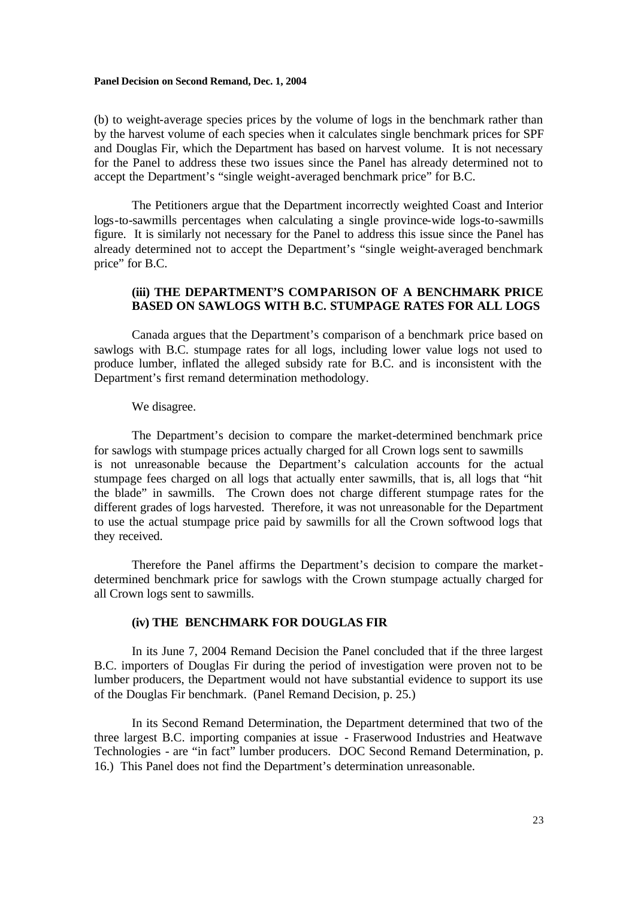(b) to weight-average species prices by the volume of logs in the benchmark rather than by the harvest volume of each species when it calculates single benchmark prices for SPF and Douglas Fir, which the Department has based on harvest volume. It is not necessary for the Panel to address these two issues since the Panel has already determined not to accept the Department's "single weight-averaged benchmark price" for B.C.

The Petitioners argue that the Department incorrectly weighted Coast and Interior logs-to-sawmills percentages when calculating a single province-wide logs-to-sawmills figure. It is similarly not necessary for the Panel to address this issue since the Panel has already determined not to accept the Department's "single weight-averaged benchmark price" for B.C.

### (iii) THE DEPARTMENT'S COMPARISON OF A BENCHMARK PRICE BASED ON SAWLOGS WITH B.C. STUMPAGE RATES FOR ALL LOGS

Canada argues that the Department's comparison of a benchmark price based on sawlogs with B.C. stumpage rates for all logs, including lower value logs not used to produce lumber, inflated the alleged subsidy rate for B.C. and is inconsistent with the Department's first remand determination methodology.

We disagree.

The Department's decision to compare the market-determined benchmark price for sawlogs with stumpage prices actually charged for all Crown logs sent to sawmills is not unreasonable because the Department's calculation accounts for the actual stumpage fees charged on all logs that actually enter sawmills, that is, all logs that "hit the blade" in sawmills. The Crown does not charge different stumpage rates for the different grades of logs harvested. Therefore, it was not unreasonable for the Department to use the actual stumpage price paid by sawmills for all the Crown softwood logs that they received.

Therefore the Panel affirms the Department's decision to compare the market-determined benchmark price for sawlogs with the Crown stumpage actually charged for all Crown logs sent to sawmills.

### (iv) THE BENCHMARK FOR DOUGLAS FIR

In its June 7, 2004 Remand Decision the Panel concluded that if the three largest B.C. importers of Douglas Fir during the period of investigation were proven not to be lumber producers, the Department would not have substantial evidence to support its use of the Douglas Fir benchmark. (Panel Remand Decision, p. 25.)

In its Second Remand Determination, the Department determined that two of the three largest B.C. importing companies at issue - Fraserwood Industries and Heatwave Technologies - are "in fact" lumber producers. DOC Second Remand Determination, p. 16.) This Panel does not find the Department's determination unreasonable.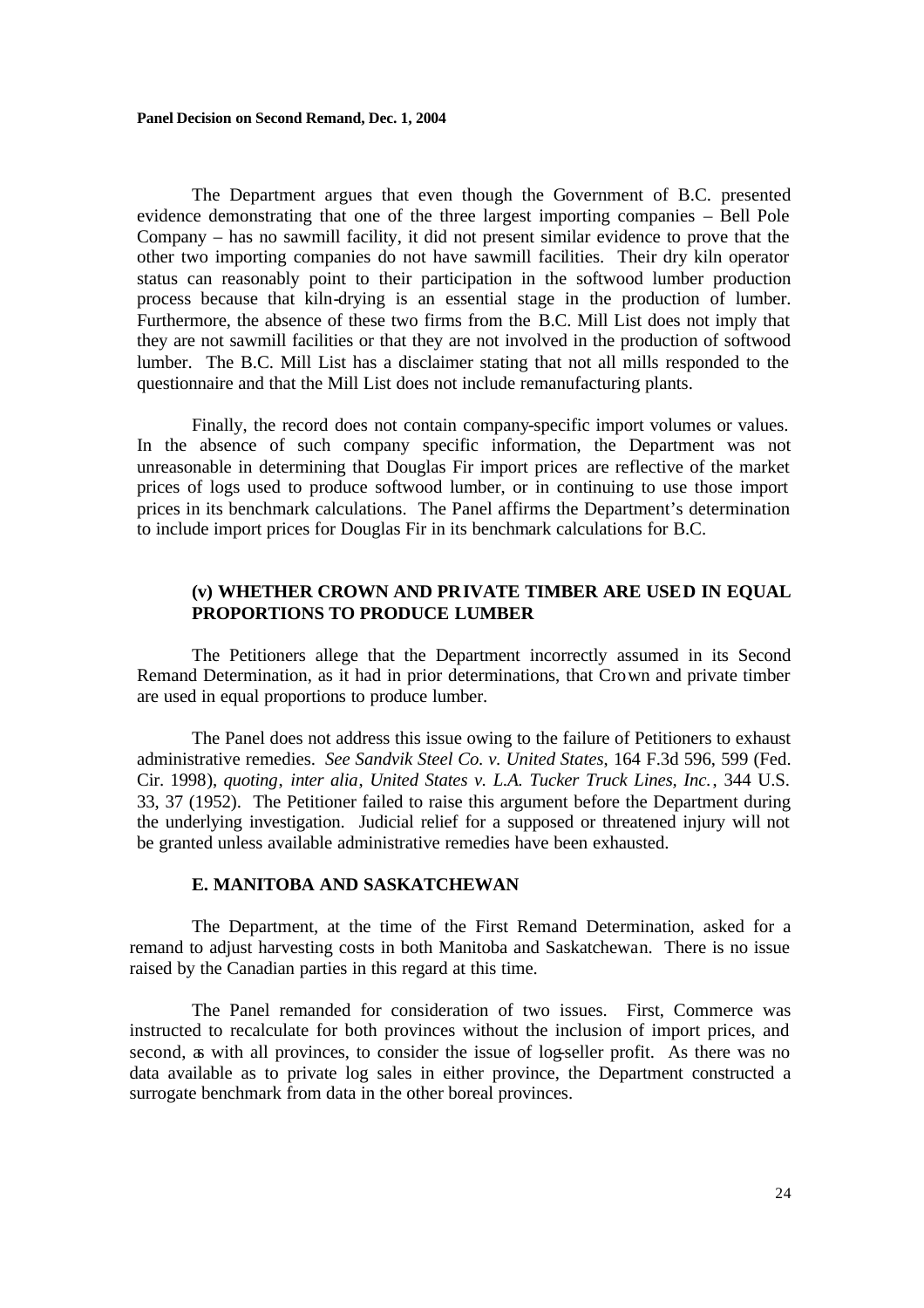The Department argues that even though the Government of B.C. presented evidence demonstrating that one of the three largest importing companies – Bell Pole Company – has no sawmill facility, it did not present similar evidence to prove that the other two importing companies do not have sawmill facilities. Their dry kiln operator status can reasonably point to their participation in the softwood lumber production process because that kiln-drying is an essential stage in the production of lumber. Furthermore, the absence of these two firms from the B.C. Mill List does not imply that they are not sawmill facilities or that they are not involved in the production of softwood lumber. The B.C. Mill List has a disclaimer stating that not all mills responded to the questionnaire and that the Mill List does not include remanufacturing plants.

Finally, the record does not contain company-specific import volumes or values. In the absence of such company specific information, the Department was not unreasonable in determining that Douglas Fir import prices are reflective of the market prices of logs used to produce softwood lumber, or in continuing to use those import prices in its benchmark calculations. The Panel affirms the Department's determination to include import prices for Douglas Fir in its benchmark calculations for B.C.

### (v) WHETHER CROWN AND PRIVATE TIMBER ARE USED IN EQUAL PROPORTIONS TO PRODUCE LUMBER

The Petitioners allege that the Department incorrectly assumed in its Second Remand Determination, as it had in prior determinations, that Crown and private timber are used in equal proportions to produce lumber.

The Panel does not address this issue owing to the failure of Petitioners to exhaust administrative remedies. *See Sandvik Steel Co. v. United States*, 164 F.3d 596, 599 (Fed. Cir. 1998), *quoting*, *inter alia*, *United States v. L.A. Tucker Truck Lines, Inc.*, 344 U.S. 33, 37 (1952). The Petitioner failed to raise this argument before the Department during the underlying investigation. Judicial relief for a supposed or threatened injury will not be granted unless available administrative remedies have been exhausted.

### E. MANITOBA AND SASKATCHEWAN

The Department, at the time of the First Remand Determination, asked for a remand to adjust harvesting costs in both Manitoba and Saskatchewan. There is no issue raised by the Canadian parties in this regard at this time.

The Panel remanded for consideration of two issues. First, Commerce was instructed to recalculate for both provinces without the inclusion of import prices, and second, as with all provinces, to consider the issue of log-seller profit. As there was no data available as to private log sales in either province, the Department constructed a surrogate benchmark from data in the other boreal provinces.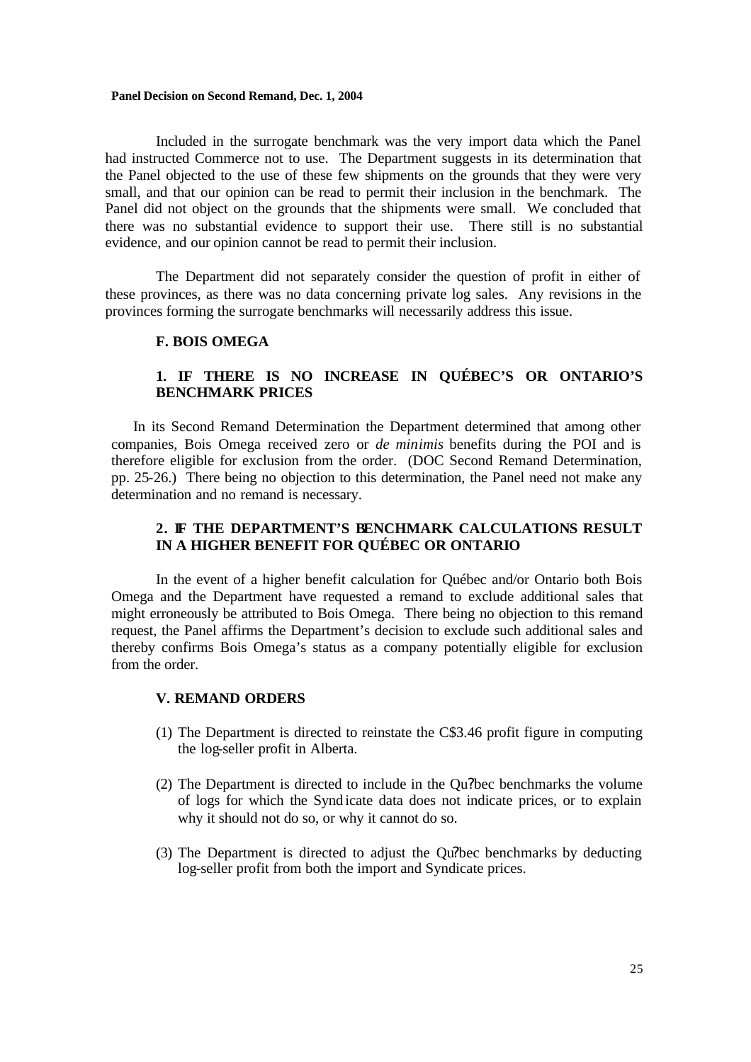Included in the surrogate benchmark was the very import data which the Panel had instructed Commerce not to use. The Department suggests in its determination that the Panel objected to the use of these few shipments on the grounds that they were very small, and that our opinion can be read to permit their inclusion in the benchmark. The Panel did not object on the grounds that the shipments were small. We concluded that there was no substantial evidence to support their use. There still is no substantial evidence, and our opinion cannot be read to permit their inclusion.

The Department did not separately consider the question of profit in either of these provinces, as there was no data concerning private log sales. Any revisions in the provinces forming the surrogate benchmarks will necessarily address this issue.

### F. BOIS OMEGA

#### 1. IF THERE IS NO INCREASE IN QUÉBEC'S OR ONTARIO'S BENCHMARK PRICES

In its Second Remand Determination the Department determined that among other companies, Bois Omega received zero or *de minimis* benefits during the POI and is therefore eligible for exclusion from the order. (DOC Second Remand Determination, pp. 25-26.) There being no objection to this determination, the Panel need not make any determination and no remand is necessary.

#### 2. IF THE DEPARTMENT'S BENCHMARK CALCULATIONS RESULT IN A HIGHER BENEFIT FOR QUÉBEC OR ONTARIO

In the event of a higher benefit calculation for Québec and/or Ontario both Bois Omega and the Department have requested a remand to exclude additional sales that might erroneously be attributed to Bois Omega. There being no objection to this remand request, the Panel affirms the Department's decision to exclude such additional sales and thereby confirms Bois Omega's status as a company potentially eligible for exclusion from the order.

### V. REMAND ORDERS

(1) The Department is directed to reinstate the C$3.46 profit figure in computing the log-seller profit in Alberta.

(2) The Department is directed to include in the Qu?bec benchmarks the volume of logs for which the Syndicate data does not indicate prices, or to explain why it should not do so, or why it cannot do so.

(3) The Department is directed to adjust the Qu?bec benchmarks by deducting log-seller profit from both the import and Syndicate prices.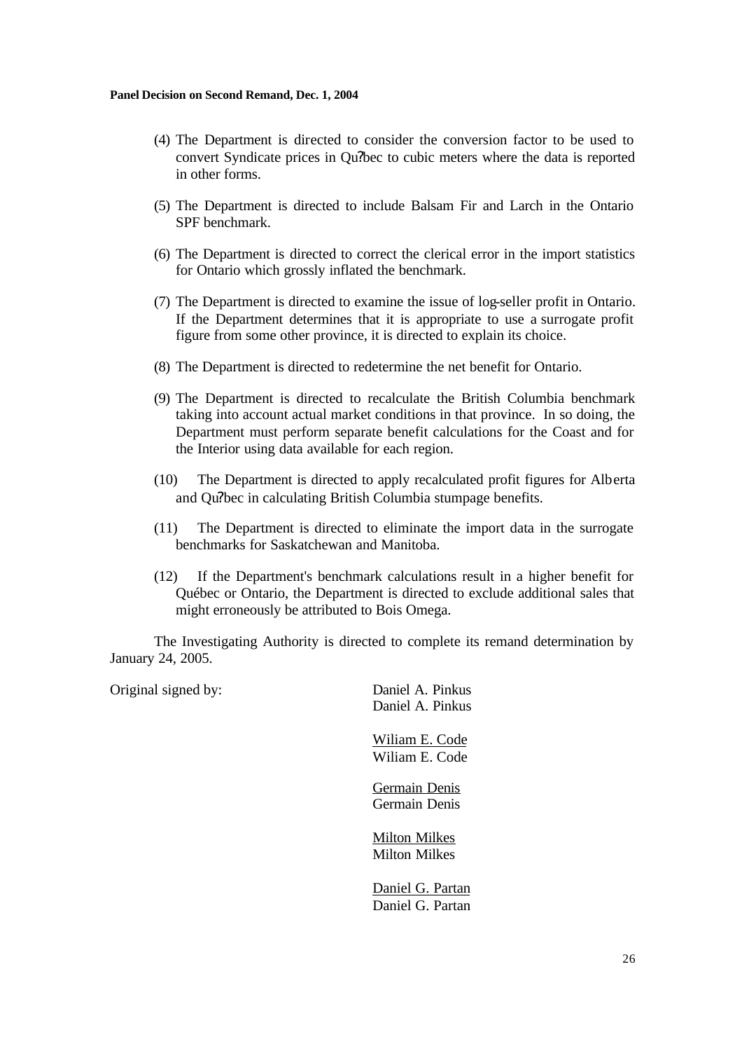(4) The Department is directed to consider the conversion factor to be used to convert Syndicate prices in Qu?bec to cubic meters where the data is reported in other forms.

(5) The Department is directed to include Balsam Fir and Larch in the Ontario SPF benchmark.

(6) The Department is directed to correct the clerical error in the import statistics for Ontario which grossly inflated the benchmark.

(7) The Department is directed to examine the issue of log-seller profit in Ontario. If the Department determines that it is appropriate to use a surrogate profit figure from some other province, it is directed to explain its choice.

(8) The Department is directed to redetermine the net benefit for Ontario.

(9) The Department is directed to recalculate the British Columbia benchmark taking into account actual market conditions in that province. In so doing, the Department must perform separate benefit calculations for the Coast and for the Interior using data available for each region.

(10) The Department is directed to apply recalculated profit figures for Alberta and Qu?bec in calculating British Columbia stumpage benefits.

(11) The Department is directed to eliminate the import data in the surrogate benchmarks for Saskatchewan and Manitoba.

(12) If the Department's benchmark calculations result in a higher benefit for Québec or Ontario, the Department is directed to exclude additional sales that might erroneously be attributed to Bois Omega.

The Investigating Authority is directed to complete its remand determination by January 24, 2005.

Original signed by:

Daniel A. Pinkus
Daniel A. Pinkus

Wiliam E. Code
Wiliam E. Code

Germain Denis
Germain Denis

Milton Milkes
Milton Milkes

Daniel G. Partan
Daniel G. Partan